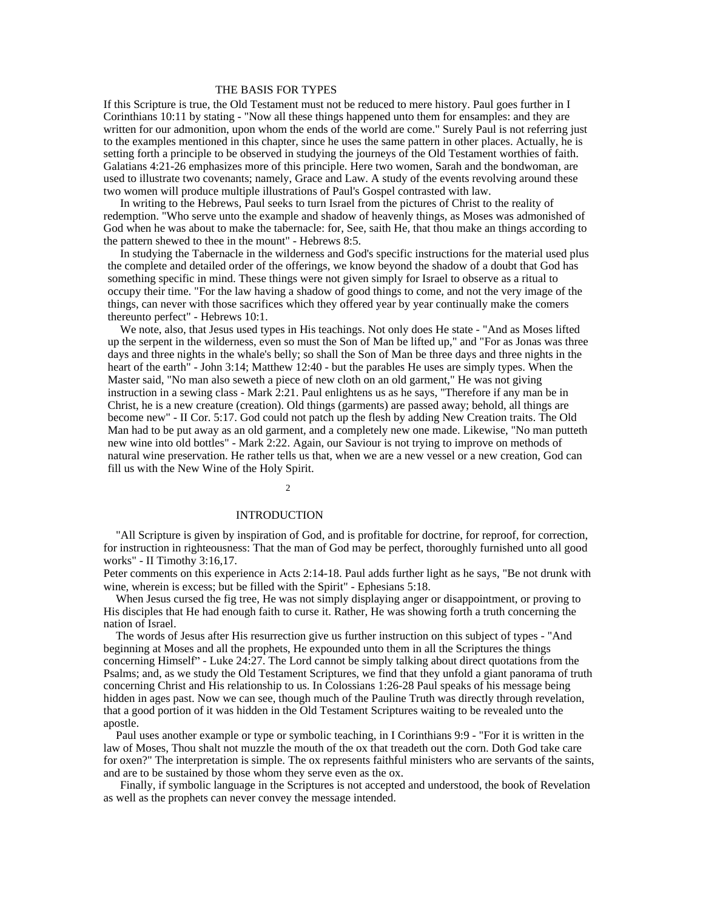## THE BASIS FOR TYPES

If this Scripture is true, the Old Testament must not be reduced to mere history. Paul goes further in I Corinthians 10:11 by stating - "Now all these things happened unto them for ensamples: and they are written for our admonition, upon whom the ends of the world are come." Surely Paul is not referring just to the examples mentioned in this chapter, since he uses the same pattern in other places. Actually, he is setting forth a principle to be observed in studying the journeys of the Old Testament worthies of faith. Galatians 4:21-26 emphasizes more of this principle. Here two women, Sarah and the bondwoman, are used to illustrate two covenants; namely, Grace and Law. A study of the events revolving around these two women will produce multiple illustrations of Paul's Gospel contrasted with law.

In writing to the Hebrews, Paul seeks to turn Israel from the pictures of Christ to the reality of redemption. "Who serve unto the example and shadow of heavenly things, as Moses was admonished of God when he was about to make the tabernacle: for, See, saith He, that thou make an things according to the pattern shewed to thee in the mount" - Hebrews 8:5.

In studying the Tabernacle in the wilderness and God's specific instructions for the material used plus the complete and detailed order of the offerings, we know beyond the shadow of a doubt that God has something specific in mind. These things were not given simply for Israel to observe as a ritual to occupy their time. "For the law having a shadow of good things to come, and not the very image of the things, can never with those sacrifices which they offered year by year continually make the comers thereunto perfect" - Hebrews 10:1.

We note, also, that Jesus used types in His teachings. Not only does He state - "And as Moses lifted up the serpent in the wilderness, even so must the Son of Man be lifted up," and "For as Jonas was three days and three nights in the whale's belly; so shall the Son of Man be three days and three nights in the heart of the earth" - John 3:14; Matthew 12:40 - but the parables He uses are simply types. When the Master said, "No man also seweth a piece of new cloth on an old garment," He was not giving instruction in a sewing class - Mark 2:21. Paul enlightens us as he says, "Therefore if any man be in Christ, he is a new creature (creation). Old things (garments) are passed away; behold, all things are become new" - II Cor. 5:17. God could not patch up the flesh by adding New Creation traits. The Old Man had to be put away as an old garment, and a completely new one made. Likewise, "No man putteth new wine into old bottles" - Mark 2:22. Again, our Saviour is not trying to improve on methods of natural wine preservation. He rather tells us that, when we are a new vessel or a new creation, God can fill us with the New Wine of the Holy Spirit.

## INTRODUCTION

"All Scripture is given by inspiration of God, and is profitable for doctrine, for reproof, for correction, for instruction in righteousness: That the man of God may be perfect, thoroughly furnished unto all good works" - II Timothy 3:16,17.

Peter comments on this experience in Acts 2:14-18. Paul adds further light as he says, "Be not drunk with wine, wherein is excess; but be filled with the Spirit" - Ephesians 5:18.

When Jesus cursed the fig tree, He was not simply displaying anger or disappointment, or proving to His disciples that He had enough faith to curse it. Rather, He was showing forth a truth concerning the nation of Israel.

The words of Jesus after His resurrection give us further instruction on this subject of types - "And beginning at Moses and all the prophets, He expounded unto them in all the Scriptures the things concerning Himself" - Luke 24:27. The Lord cannot be simply talking about direct quotations from the Psalms; and, as we study the Old Testament Scriptures, we find that they unfold a giant panorama of truth concerning Christ and His relationship to us. In Colossians 1:26-28 Paul speaks of his message beieng hidden in ages past. Now we can see, though much of the Pauline Truth was directly through revelation, that a good portion of it was hidden in the Old Testament Scriptures waiting to be revealed unto the apostle.

Paul uses another example or type or symbolic teaching, in I Corinthians 9:9 - "For it is written in the law of Moses, Thou shalt not muzzle the mouth of the ox that treadeth out the corn. Doth God take care for oxen?" The interpretation is simple. The ox represents faithful ministers who are servants of the saints, and are to be sustained by those whom they serve even as the ox.

Finally, if symbolic language in the Scriptures is not accepted and understood, the book of Revelation as well as the prophets can never convey the message intended.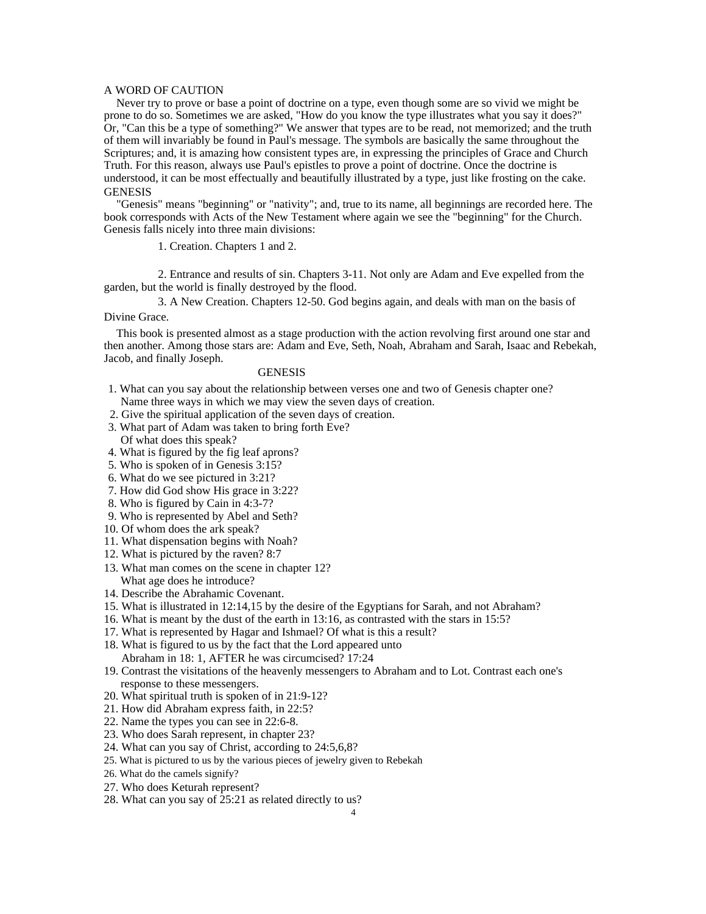## A WORD OF CAUTION

Never try to prove or base a point of doctrine on a type, even though some are so vivid we might be prone to do so. Sometimes we are asked, "How do you know the type illustrates what you say it does?" Or, "Can this be a type of something?" We answer that types are to be read, not memorized; and the truth of them will invariably be found in Paul's message. The symbols are basically the same throughout the Scriptures; and, it is amazing how consistent types are, in expressing the principles of Grace and Church Truth. For this reason, always use Paul's epistles to prove a point of doctrine. Once the doctrine is understood, it can be most effectually and beautifully illustrated by a type, just like frosting on the cake.

## GENESIS

"Genesis" means "beginning" or "nativity"; and, true to its name, all beginnings are recorded here. The book corresponds with Acts of the New Testament where again we see the "beginning" for the Church. Genesis falls nicely into three main divisions:

1. Creation. Chapters 1 and 2.

2. Entrance and results of sin. Chapters 3-11. Not only are Adam and Eve expelled from the garden, but the world is finally destroyed by the flood.

3. A New Creation. Chapters 12-50. God begins again, and deals with man on the basis of Divine Grace.

This book is presented almost as a stage production with the action revolving first around one star and then another. Among those stars are: Adam and Eve, Seth, Noah, Abraham and Sarah, Isaac and Rebekah, Jacob, and finally Joseph.

## GENESIS

1. What can you say about the relationship between verses one and two of Genesis chapter one?
   Name three ways in which we may view the seven days of creation.
2. Give the spiritual application of the seven days of creation.
3. What part of Adam was taken to bring forth Eve?
   Of what does this speak?
4. What is figured by the fig leaf aprons?
5. Who is spoken of in Genesis 3:15?
6. What do we see pictured in 3:21?
7. How did God show His grace in 3:22?
8. Who is figured by Cain in 4:3-7?
9. Who is represented by Abel and Seth?
10. Of whom does the ark speak?
11. What dispensation begins with Noah?
12. What is pictured by the raven? 8:7
13. What man comes on the scene in chapter 12?
    What age does he introduce?
14. Describe the Abrahamic Covenant.
15. What is illustrated in 12:14,15 by the desire of the Egyptians for Sarah, and not Abraham?
16. What is meant by the dust of the earth in 13:16, as contrasted with the stars in 15:5?
17. What is represented by Hagar and Ishmael? Of what is this a result?
18. What is figured to us by the fact that the Lord appeared unto
    Abraham in 18: 1, AFTER he was circumcised? 17:24
19. Contrast the visitations of the heavenly messengers to Abraham and to Lot. Contrast each one's response to these messengers.
20. What spiritual truth is spoken of in 21:9-12?
21. How did Abraham express faith, in 22:5?
22. Name the types you can see in 22:6-8.
23. Who does Sarah represent, in chapter 23?
24. What can you say of Christ, according to 24:5,6,8?
25. What is pictured to us by the various pieces of jewelry given to Rebekah
26. What do the camels signify?
27. Who does Keturah represent?
28. What can you say of 25:21 as related directly to us?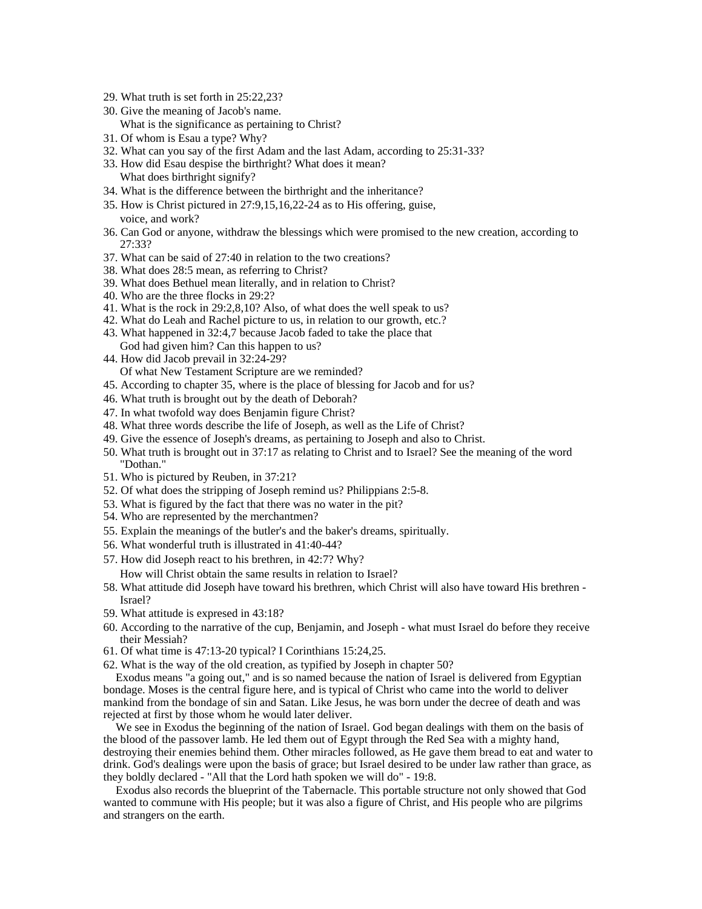29. What truth is set forth in 25:22,23?
30. Give the meaning of Jacob's name.
    What is the significance as pertaining to Christ?
31. Of whom is Esau a type? Why?
32. What can you say of the first Adam and the last Adam, according to 25:31-33?
33. How did Esau despise the birthright? What does it mean?
    What does birthright signify?
34. What is the difference between the birthright and the inheritance?
35. How is Christ pictured in 27:9,15,16,22-24 as to His offering, guise, voice, and work?
36. Can God or anyone, withdraw the blessings which were promised to the new creation, according to 27:33?
37. What can be said of 27:40 in relation to the two creations?
38. What does 28:5 mean, as referring to Christ?
39. What does Bethuel mean literally, and in relation to Christ?
40. Who are the three flocks in 29:2?
41. What is the rock in 29:2,8,10? Also, of what does the well speak to us?
42. What do Leah and Rachel picture to us, in relation to our growth, etc.?
43. What happened in 32:4,7 because Jacob faded to take the place that God had given him? Can this happen to us?
44. How did Jacob prevail in 32:24-29?
    Of what New Testament Scripture are we reminded?
45. According to chapter 35, where is the place of blessing for Jacob and for us?
46. What truth is brought out by the death of Deborah?
47. In what twofold way does Benjamin figure Christ?
48. What three words describe the life of Joseph, as well as the Life of Christ?
49. Give the essence of Joseph's dreams, as pertaining to Joseph and also to Christ.
50. What truth is brought out in 37:17 as relating to Christ and to Israel? See the meaning of the word "Dothan."
51. Who is pictured by Reuben, in 37:21?
52. Of what does the stripping of Joseph remind us? Philippians 2:5-8.
53. What is figured by the fact that there was no water in the pit?
54. Who are represented by the merchantmen?
55. Explain the meanings of the butler's and the baker's dreams, spiritually.
56. What wonderful truth is illustrated in 41:40-44?
57. How did Joseph react to his brethren, in 42:7? Why?
    How will Christ obtain the same results in relation to Israel?
58. What attitude did Joseph have toward his brethren, which Christ will also have toward His brethren - Israel?
59. What attitude is expresed in 43:18?
60. According to the narrative of the cup, Benjamin, and Joseph - what must Israel do before they receive their Messiah?
61. Of what time is 47:13-20 typical? I Corinthians 15:24,25.
62. What is the way of the old creation, as typified by Joseph in chapter 50?

Exodus means "a going out," and is so named because the nation of Israel is delivered from Egyptian bondage. Moses is the central figure here, and is typical of Christ who came into the world to deliver mankind from the bondage of sin and Satan. Like Jesus, he was born under the decree of death and was rejected at first by those whom he would later deliver.

We see in Exodus the beginning of the nation of Israel. God began dealings with them on the basis of the blood of the passover lamb. He led them out of Egypt through the Red Sea with a mighty hand, destroying their enemies behind them. Other miracles followed, as He gave them bread to eat and water to drink. God's dealings were upon the basis of grace; but Israel desired to be under law rather than grace, as they boldly declared - "All that the Lord hath spoken we will do" - 19:8.

Exodus also records the blueprint of the Tabernacle. This portable structure not only showed that God wanted to commune with His people; but it was also a figure of Christ, and His people who are pilgrims and strangers on the earth.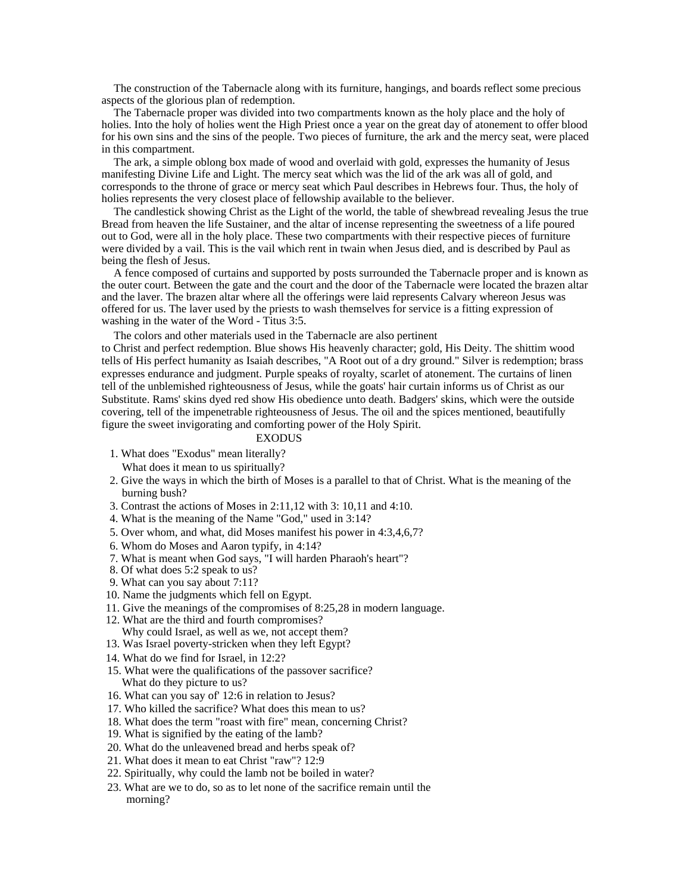The construction of the Tabernacle along with its furniture, hangings, and boards reflect some precious aspects of the glorious plan of redemption.

The Tabernacle proper was divided into two compartments known as the holy place and the holy of holies. Into the holy of holies went the High Priest once a year on the great day of atonement to offer blood for his own sins and the sins of the people. Two pieces of furniture, the ark and the mercy seat, were placed in this compartment.

The ark, a simple oblong box made of wood and overlaid with gold, expresses the humanity of Jesus manifesting Divine Life and Light. The mercy seat which was the lid of the ark was all of gold, and corresponds to the throne of grace or mercy seat which Paul describes in Hebrews four. Thus, the holy of holies represents the very closest place of fellowship available to the believer.

The candlestick showing Christ as the Light of the world, the table of shewbread revealing Jesus the true Bread from heaven the life Sustainer, and the altar of incense representing the sweetness of a life poured out to God, were all in the holy place. These two compartments with their respective pieces of furniture were divided by a vail. This is the vail which rent in twain when Jesus died, and is described by Paul as being the flesh of Jesus.

A fence composed of curtains and supported by posts surrounded the Tabernacle proper and is known as the outer court. Between the gate and the court and the door of the Tabernacle were located the brazen altar and the laver. The brazen altar where all the offerings were laid represents Calvary whereon Jesus was offered for us. The laver used by the priests to wash themselves for service is a fitting expression of washing in the water of the Word - Titus 3:5.

The colors and other materials used in the Tabernacle are also pertinent to Christ and perfect redemption. Blue shows His heavenly character; gold, His Deity. The shittim wood tells of His perfect humanity as Isaiah describes, "A Root out of a dry ground." Silver is redemption; brass expresses endurance and judgment. Purple speaks of royalty, scarlet of atonement. The curtains of linen tell of the unblemished righteousness of Jesus, while the goats' hair curtain informs us of Christ as our Substitute. Rams' skins dyed red show His obedience unto death. Badgers' skins, which were the outside covering, tell of the impenetrable righteousness of Jesus. The oil and the spices mentioned, beautifully figure the sweet invigorating and comforting power of the Holy Spirit.

## EXODUS

1. What does "Exodus" mean literally?
   What does it mean to us spiritually?
2. Give the ways in which the birth of Moses is a parallel to that of Christ. What is the meaning of the burning bush?
3. Contrast the actions of Moses in 2:11,12 with 3: 10,11 and 4:10.
4. What is the meaning of the Name "God," used in 3:14?
5. Over whom, and what, did Moses manifest his power in 4:3,4,6,7?
6. Whom do Moses and Aaron typify, in 4:14?
7. What is meant when God says, "I will harden Pharaoh's heart"?
8. Of what does 5:2 speak to us?
9. What can you say about 7:11?
10. Name the judgments which fell on Egypt.
11. Give the meanings of the compromises of 8:25,28 in modern language.
12. What are the third and fourth compromises?
    Why could Israel, as well as we, not accept them?
13. Was Israel poverty-stricken when they left Egypt?
14. What do we find for Israel, in 12:2?
15. What were the qualifications of the passover sacrifice?
    What do they picture to us?
16. What can you say of' 12:6 in relation to Jesus?
17. Who killed the sacrifice? What does this mean to us?
18. What does the term "roast with fire" mean, concerning Christ?
19. What is signified by the eating of the lamb?
20. What do the unleavened bread and herbs speak of?
21. What does it mean to eat Christ "raw"? 12:9
22. Spiritually, why could the lamb not be boiled in water?
23. What are we to do, so as to let none of the sacrifice remain until the morning?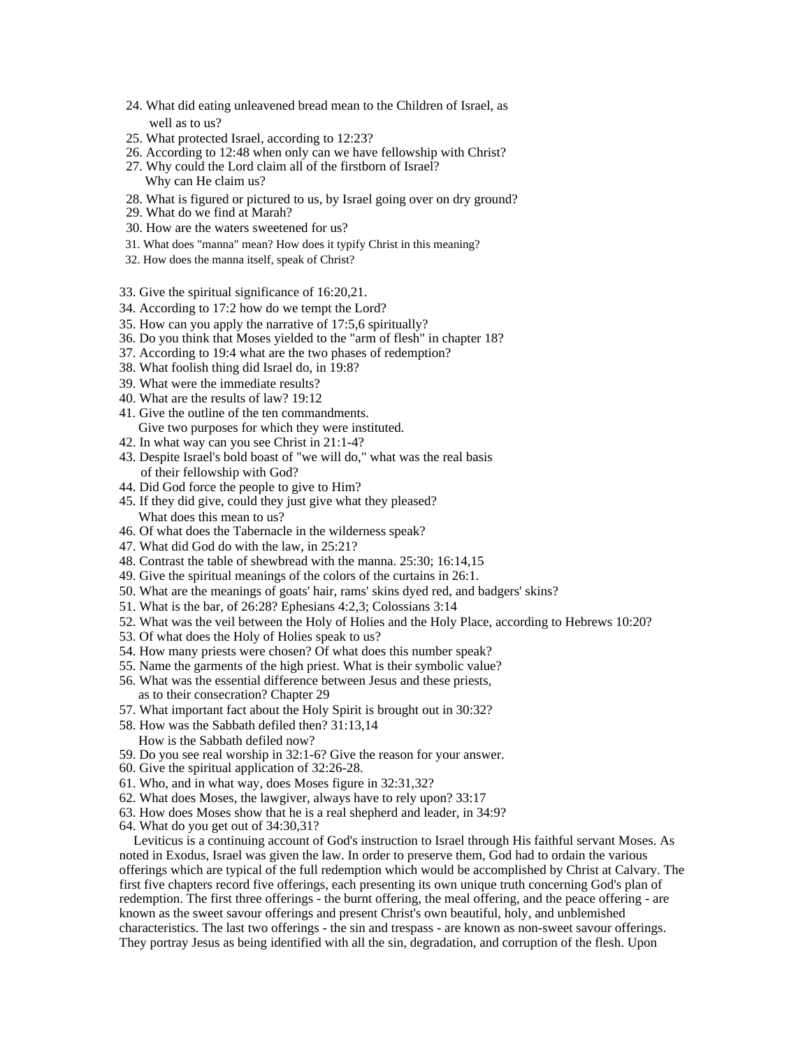24. What did eating unleavened bread mean to the Children of Israel, as well as to us?
25. What protected Israel, according to 12:23?
26. According to 12:48 when only can we have fellowship with Christ?
27. Why could the Lord claim all of the firstborn of Israel? Why can He claim us?
28. What is figured or pictured to us, by Israel going over on dry ground?
29. What do we find at Marah?
30. How are the waters sweetened for us?
31. What does "manna" mean? How does it typify Christ in this meaning?
32. How does the manna itself, speak of Christ?
33. Give the spiritual significance of 16:20,21.
34. According to 17:2 how do we tempt the Lord?
35. How can you apply the narrative of 17:5,6 spiritually?
36. Do you think that Moses yielded to the "arm of flesh" in chapter 18?
37. According to 19:4 what are the two phases of redemption?
38. What foolish thing did Israel do, in 19:8?
39. What were the immediate results?
40. What are the results of law? 19:12
41. Give the outline of the ten commandments. Give two purposes for which they were instituted.
42. In what way can you see Christ in 21:1-4?
43. Despite Israel's bold boast of "we will do," what was the real basis of their fellowship with God?
44. Did God force the people to give to Him?
45. If they did give, could they just give what they pleased? What does this mean to us?
46. Of what does the Tabernacle in the wilderness speak?
47. What did God do with the law, in 25:21?
48. Contrast the table of shewbread with the manna. 25:30; 16:14,15
49. Give the spiritual meanings of the colors of the curtains in 26:1.
50. What are the meanings of goats' hair, rams' skins dyed red, and badgers' skins?
51. What is the bar, of 26:28? Ephesians 4:2,3; Colossians 3:14
52. What was the veil between the Holy of Holies and the Holy Place, according to Hebrews 10:20?
53. Of what does the Holy of Holies speak to us?
54. How many priests were chosen? Of what does this number speak?
55. Name the garments of the high priest. What is their symbolic value?
56. What was the essential difference between Jesus and these priests, as to their consecration? Chapter 29
57. What important fact about the Holy Spirit is brought out in 30:32?
58. How was the Sabbath defiled then? 31:13,14 How is the Sabbath defiled now?
59. Do you see real worship in 32:1-6? Give the reason for your answer.
60. Give the spiritual application of 32:26-28.
61. Who, and in what way, does Moses figure in 32:31,32?
62. What does Moses, the lawgiver, always have to rely upon? 33:17
63. How does Moses show that he is a real shepherd and leader, in 34:9?
64. What do you get out of 34:30,31?

Leviticus is a continuing account of God's instruction to Israel through His faithful servant Moses. As noted in Exodus, Israel was given the law. In order to preserve them, God had to ordain the various offerings which are typical of the full redemption which would be accomplished by Christ at Calvary. The first five chapters record five offerings, each presenting its own unique truth concerning God's plan of redemption. The first three offerings - the burnt offering, the meal offering, and the peace offering - are known as the sweet savour offerings and present Christ's own beautiful, holy, and unblemished characteristics. The last two offerings - the sin and trespass - are known as non-sweet savour offerings. They portray Jesus as being identified with all the sin, degradation, and corruption of the flesh. Upon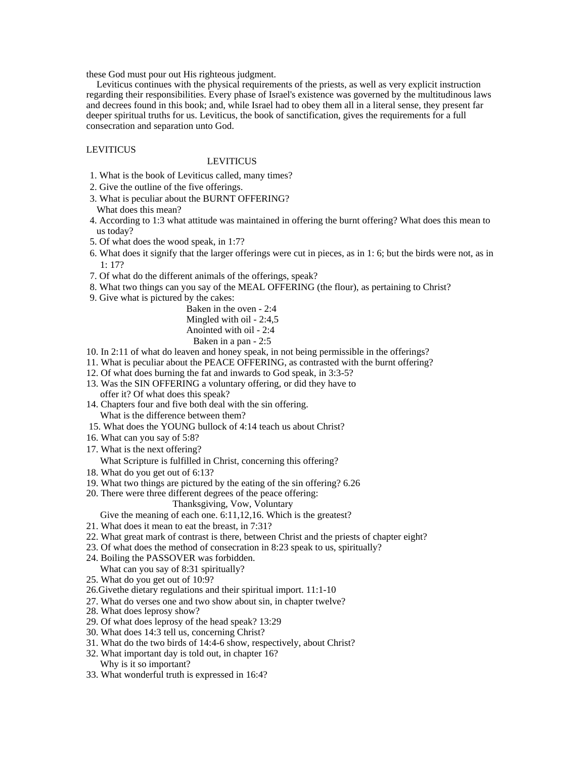these God must pour out His righteous judgment.

Leviticus continues with the physical requirements of the priests, as well as very explicit instruction regarding their responsibilities. Every phase of Israel's existence was governed by the multitudinous laws and decrees found in this book; and, while Israel had to obey them all in a literal sense, they present far deeper spiritual truths for us. Leviticus, the book of sanctification, gives the requirements for a full consecration and separation unto God.

LEVITICUS

## LEVITICUS

1. What is the book of Leviticus called, many times?
2. Give the outline of the five offerings.
3. What is peculiar about the BURNT OFFERING?
   What does this mean?
4. According to 1:3 what attitude was maintained in offering the burnt offering? What does this mean to us today?
5. Of what does the wood speak, in 1:7?
6. What does it signify that the larger offerings were cut in pieces, as in 1: 6; but the birds were not, as in 1: 17?
7. Of what do the different animals of the offerings, speak?
8. What two things can you say of the MEAL OFFERING (the flour), as pertaining to Christ?
9. Give what is pictured by the cakes:
   - Baken in the oven - 2:4
   - Mingled with oil - 2:4,5
   - Anointed with oil - 2:4
   - Baken in a pan - 2:5
10. In 2:11 of what do leaven and honey speak, in not being permissible in the offerings?
11. What is peculiar about the PEACE OFFERING, as contrasted with the burnt offering?
12. Of what does burning the fat and inwards to God speak, in 3:3-5?
13. Was the SIN OFFERING a voluntary offering, or did they have to offer it? Of what does this speak?
14. Chapters four and five both deal with the sin offering.
    What is the difference between them?
15. What does the YOUNG bullock of 4:14 teach us about Christ?
16. What can you say of 5:8?
17. What is the next offering?
    What Scripture is fulfilled in Christ, concerning this offering?
18. What do you get out of 6:13?
19. What two things are pictured by the eating of the sin offering? 6.26
20. There were three different degrees of the peace offering:
    Thanksgiving, Vow, Voluntary
    Give the meaning of each one. 6:11,12,16. Which is the greatest?
21. What does it mean to eat the breast, in 7:31?
22. What great mark of contrast is there, between Christ and the priests of chapter eight?
23. Of what does the method of consecration in 8:23 speak to us, spiritually?
24. Boiling the PASSOVER was forbidden.
    What can you say of 8:31 spiritually?
25. What do you get out of 10:9?
26. Givethe dietary regulations and their spiritual import. 11:1-10
27. What do verses one and two show about sin, in chapter twelve?
28. What does leprosy show?
29. Of what does leprosy of the head speak? 13:29
30. What does 14:3 tell us, concerning Christ?
31. What do the two birds of 14:4-6 show, respectively, about Christ?
32. What important day is told out, in chapter 16?
    Why is it so important?
33. What wonderful truth is expressed in 16:4?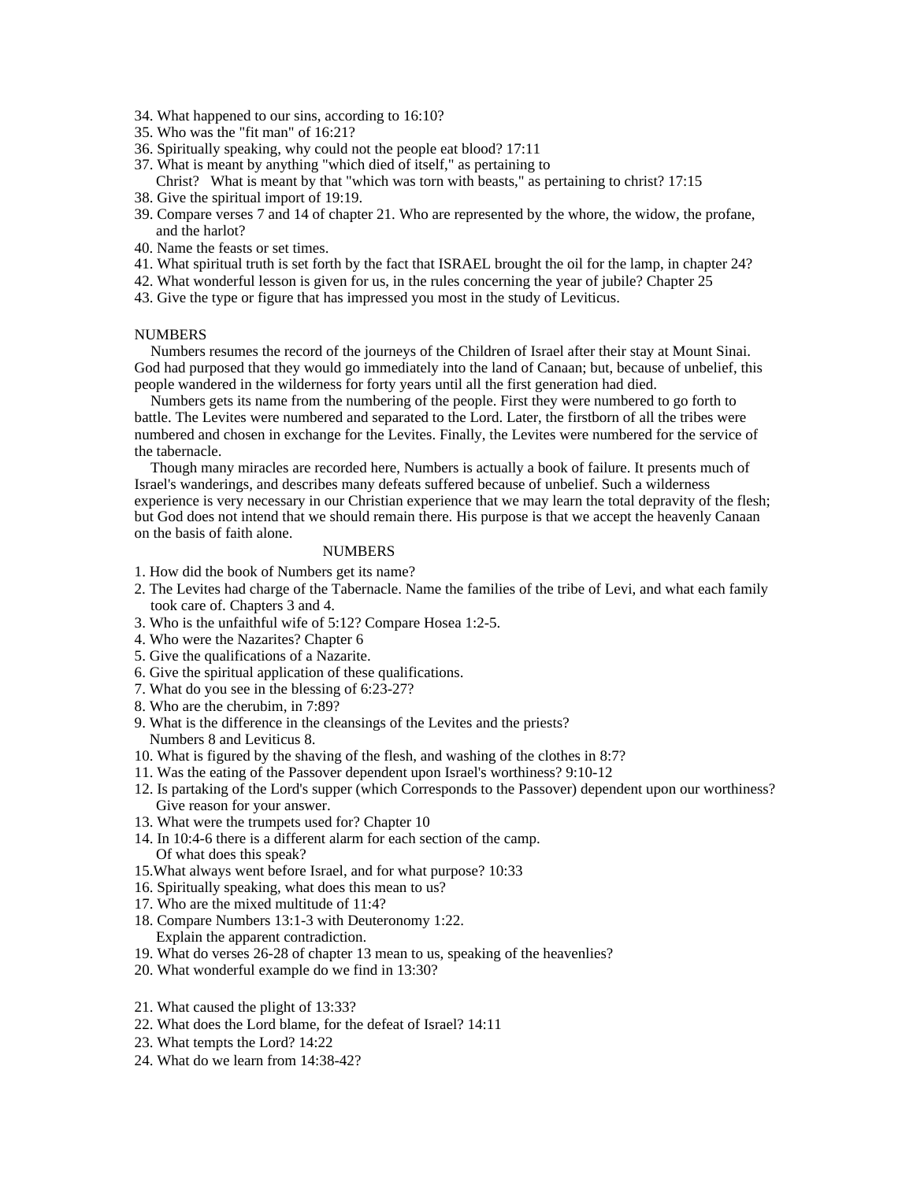34. What happened to our sins, according to 16:10?
35. Who was the "fit man" of 16:21?
36. Spiritually speaking, why could not the people eat blood? 17:11
37. What is meant by anything "which died of itself," as pertaining to Christ? What is meant by that "which was torn with beasts," as pertaining to christ? 17:15
38. Give the spiritual import of 19:19.
39. Compare verses 7 and 14 of chapter 21. Who are represented by the whore, the widow, the profane, and the harlot?
40. Name the feasts or set times.
41. What spiritual truth is set forth by the fact that ISRAEL brought the oil for the lamp, in chapter 24?
42. What wonderful lesson is given for us, in the rules concerning the year of jubile? Chapter 25
43. Give the type or figure that has impressed you most in the study of Leviticus.

## NUMBERS

Numbers resumes the record of the journeys of the Children of Israel after their stay at Mount Sinai. God had purposed that they would go immediately into the land of Canaan; but, because of unbelief, this people wandered in the wilderness for forty years until all the first generation had died.

Numbers gets its name from the numbering of the people. First they were numbered to go forth to battle. The Levites were numbered and separated to the Lord. Later, the firstborn of all the tribes were numbered and chosen in exchange for the Levites. Finally, the Levites were numbered for the service of the tabernacle.

Though many miracles are recorded here, Numbers is actually a book of failure. It presents much of Israel's wanderings, and describes many defeats suffered because of unbelief. Such a wilderness experience is very necessary in our Christian experience that we may learn the total depravity of the flesh; but God does not intend that we should remain there. His purpose is that we accept the heavenly Canaan on the basis of faith alone.

### NUMBERS

1. How did the book of Numbers get its name?
2. The Levites had charge of the Tabernacle. Name the families of the tribe of Levi, and what each family took care of. Chapters 3 and 4.
3. Who is the unfaithful wife of 5:12? Compare Hosea 1:2-5.
4. Who were the Nazarites? Chapter 6
5. Give the qualifications of a Nazarite.
6. Give the spiritual application of these qualifications.
7. What do you see in the blessing of 6:23-27?
8. Who are the cherubim, in 7:89?
9. What is the difference in the cleansings of the Levites and the priests? Numbers 8 and Leviticus 8.
10. What is figured by the shaving of the flesh, and washing of the clothes in 8:7?
11. Was the eating of the Passover dependent upon Israel's worthiness? 9:10-12
12. Is partaking of the Lord's supper (which Corresponds to the Passover) dependent upon our worthiness? Give reason for your answer.
13. What were the trumpets used for? Chapter 10
14. In 10:4-6 there is a different alarm for each section of the camp. Of what does this speak?
15. What always went before Israel, and for what purpose? 10:33
16. Spiritually speaking, what does this mean to us?
17. Who are the mixed multitude of 11:4?
18. Compare Numbers 13:1-3 with Deuteronomy 1:22. Explain the apparent contradiction.
19. What do verses 26-28 of chapter 13 mean to us, speaking of the heavenlies?
20. What wonderful example do we find in 13:30?
21. What caused the plight of 13:33?
22. What does the Lord blame, for the defeat of Israel? 14:11
23. What tempts the Lord? 14:22
24. What do we learn from 14:38-42?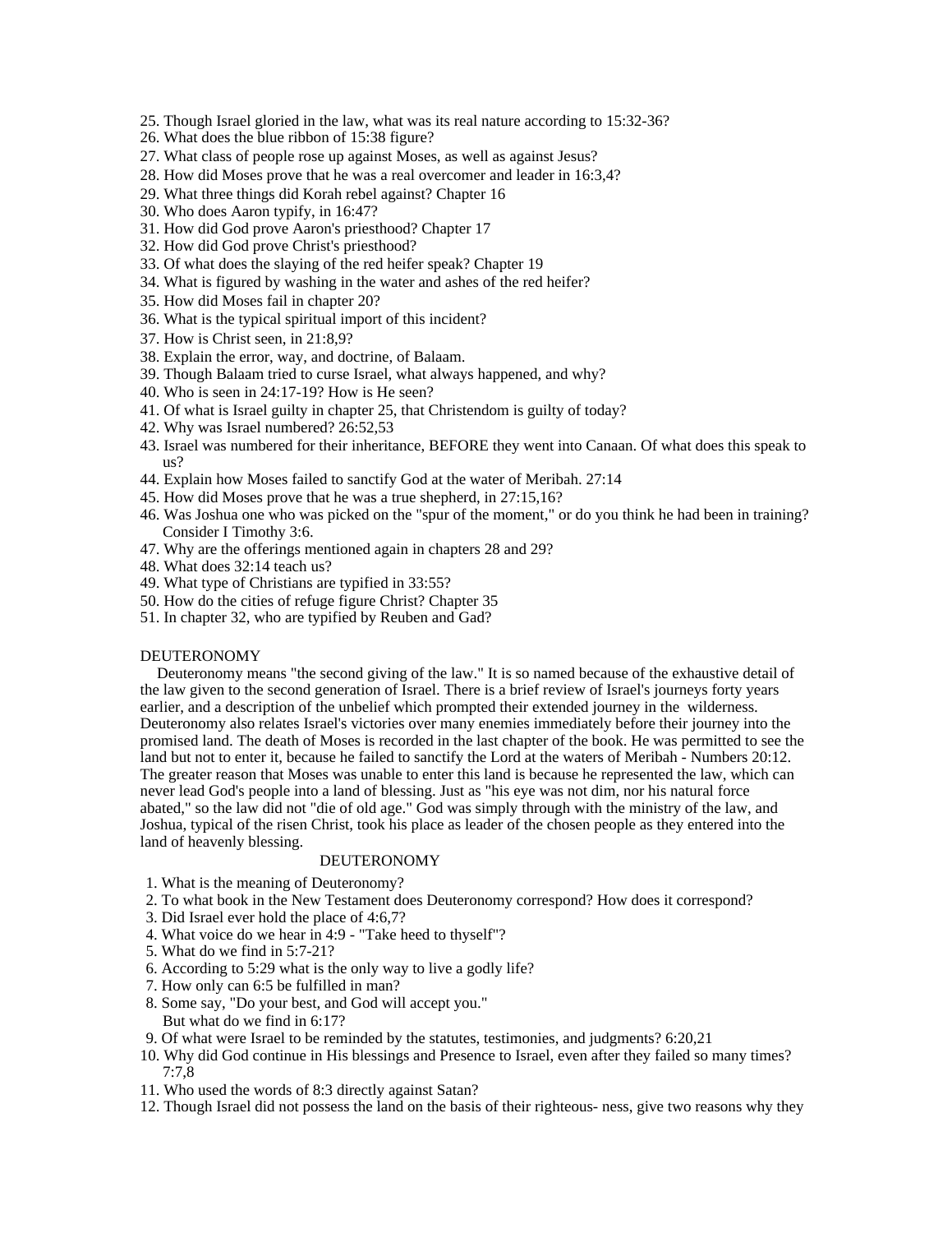25. Though Israel gloried in the law, what was its real nature according to 15:32-36?
26. What does the blue ribbon of 15:38 figure?
27. What class of people rose up against Moses, as well as against Jesus?
28. How did Moses prove that he was a real overcomer and leader in 16:3,4?
29. What three things did Korah rebel against? Chapter 16
30. Who does Aaron typify, in 16:47?
31. How did God prove Aaron's priesthood? Chapter 17
32. How did God prove Christ's priesthood?
33. Of what does the slaying of the red heifer speak? Chapter 19
34. What is figured by washing in the water and ashes of the red heifer?
35. How did Moses fail in chapter 20?
36. What is the typical spiritual import of this incident?
37. How is Christ seen, in 21:8,9?
38. Explain the error, way, and doctrine, of Balaam.
39. Though Balaam tried to curse Israel, what always happened, and why?
40. Who is seen in 24:17-19? How is He seen?
41. Of what is Israel guilty in chapter 25, that Christendom is guilty of today?
42. Why was Israel numbered? 26:52,53
43. Israel was numbered for their inheritance, BEFORE they went into Canaan. Of what does this speak to us?
44. Explain how Moses failed to sanctify God at the water of Meribah. 27:14
45. How did Moses prove that he was a true shepherd, in 27:15,16?
46. Was Joshua one who was picked on the "spur of the moment," or do you think he had been in training? Consider I Timothy 3:6.
47. Why are the offerings mentioned again in chapters 28 and 29?
48. What does 32:14 teach us?
49. What type of Christians are typified in 33:55?
50. How do the cities of refuge figure Christ? Chapter 35
51. In chapter 32, who are typified by Reuben and Gad?

## DEUTERONOMY

Deuteronomy means "the second giving of the law." It is so named because of the exhaustive detail of the law given to the second generation of Israel. There is a brief review of Israel's journeys forty years earlier, and a description of the unbelief which prompted their extended journey in the wilderness. Deuteronomy also relates Israel's victories over many enemies immediately before their journey into the promised land. The death of Moses is recorded in the last chapter of the book. He was permitted to see the land but not to enter it, because he failed to sanctify the Lord at the waters of Meribah - Numbers 20:12. The greater reason that Moses was unable to enter this land is because he represented the law, which can never lead God's people into a land of blessing. Just as "his eye was not dim, nor his natural force abated," so the law did not "die of old age." God was simply through with the ministry of the law, and Joshua, typical of the risen Christ, took his place as leader of the chosen people as they entered into the land of heavenly blessing.

### DEUTERONOMY

1. What is the meaning of Deuteronomy?
2. To what book in the New Testament does Deuteronomy correspond? How does it correspond?
3. Did Israel ever hold the place of 4:6,7?
4. What voice do we hear in 4:9 - "Take heed to thyself"?
5. What do we find in 5:7-21?
6. According to 5:29 what is the only way to live a godly life?
7. How only can 6:5 be fulfilled in man?
8. Some say, "Do your best, and God will accept you." But what do we find in 6:17?
9. Of what were Israel to be reminded by the statutes, testimonies, and judgments? 6:20,21
10. Why did God continue in His blessings and Presence to Israel, even after they failed so many times? 7:7,8
11. Who used the words of 8:3 directly against Satan?
12. Though Israel did not possess the land on the basis of their righteous- ness, give two reasons why they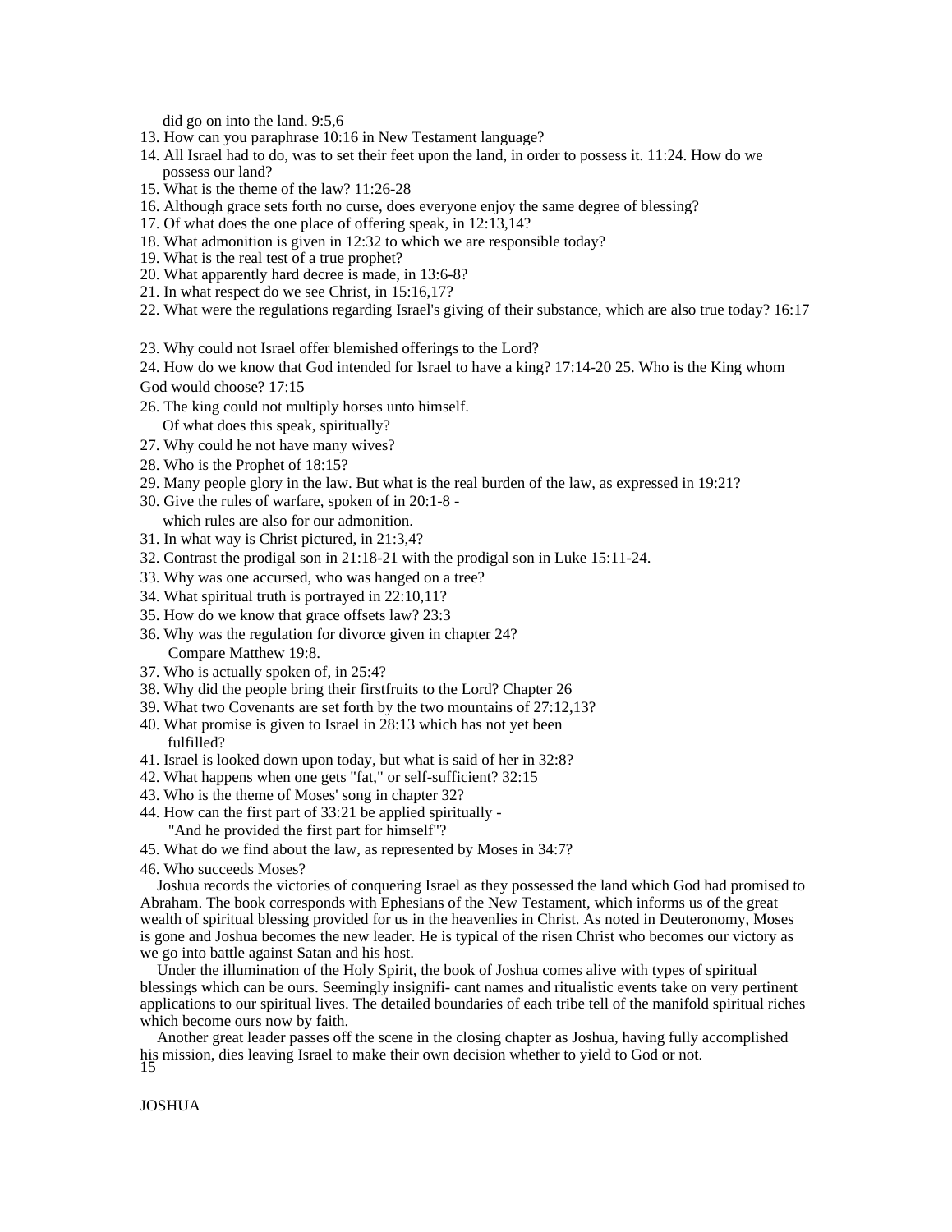did go on into the land. 9:5,6

13. How can you paraphrase 10:16 in New Testament language?
14. All Israel had to do, was to set their feet upon the land, in order to possess it. 11:24. How do we possess our land?
15. What is the theme of the law? 11:26-28
16. Although grace sets forth no curse, does everyone enjoy the same degree of blessing?
17. Of what does the one place of offering speak, in 12:13,14?
18. What admonition is given in 12:32 to which we are responsible today?
19. What is the real test of a true prophet?
20. What apparently hard decree is made, in 13:6-8?
21. In what respect do we see Christ, in 15:16,17?
22. What were the regulations regarding Israel's giving of their substance, which are also true today? 16:17
23. Why could not Israel offer blemished offerings to the Lord?
24. How do we know that God intended for Israel to have a king? 17:14-20
25. Who is the King whom God would choose? 17:15
26. The king could not multiply horses unto himself. Of what does this speak, spiritually?
27. Why could he not have many wives?
28. Who is the Prophet of 18:15?
29. Many people glory in the law. But what is the real burden of the law, as expressed in 19:21?
30. Give the rules of warfare, spoken of in 20:1-8 - which rules are also for our admonition.
31. In what way is Christ pictured, in 21:3,4?
32. Contrast the prodigal son in 21:18-21 with the prodigal son in Luke 15:11-24.
33. Why was one accursed, who was hanged on a tree?
34. What spiritual truth is portrayed in 22:10,11?
35. How do we know that grace offsets law? 23:3
36. Why was the regulation for divorce given in chapter 24? Compare Matthew 19:8.
37. Who is actually spoken of, in 25:4?
38. Why did the people bring their firstfruits to the Lord? Chapter 26
39. What two Covenants are set forth by the two mountains of 27:12,13?
40. What promise is given to Israel in 28:13 which has not yet been fulfilled?
41. Israel is looked down upon today, but what is said of her in 32:8?
42. What happens when one gets "fat," or self-sufficient? 32:15
43. Who is the theme of Moses' song in chapter 32?
44. How can the first part of 33:21 be applied spiritually - "And he provided the first part for himself"?
45. What do we find about the law, as represented by Moses in 34:7?
46. Who succeeds Moses?

Joshua records the victories of conquering Israel as they possessed the land which God had promised to Abraham. The book corresponds with Ephesians of the New Testament, which informs us of the great wealth of spiritual blessing provided for us in the heavenlies in Christ. As noted in Deuteronomy, Moses is gone and Joshua becomes the new leader. He is typical of the risen Christ who becomes our victory as we go into battle against Satan and his host.

Under the illumination of the Holy Spirit, the book of Joshua comes alive with types of spiritual blessings which can be ours. Seemingly insignificant names and ritualistic events take on very pertinent applications to our spiritual lives. The detailed boundaries of each tribe tell of the manifold spiritual riches which become ours now by faith.

Another great leader passes off the scene in the closing chapter as Joshua, having fully accomplished his mission, dies leaving Israel to make their own decision whether to yield to God or not.

## JOSHUA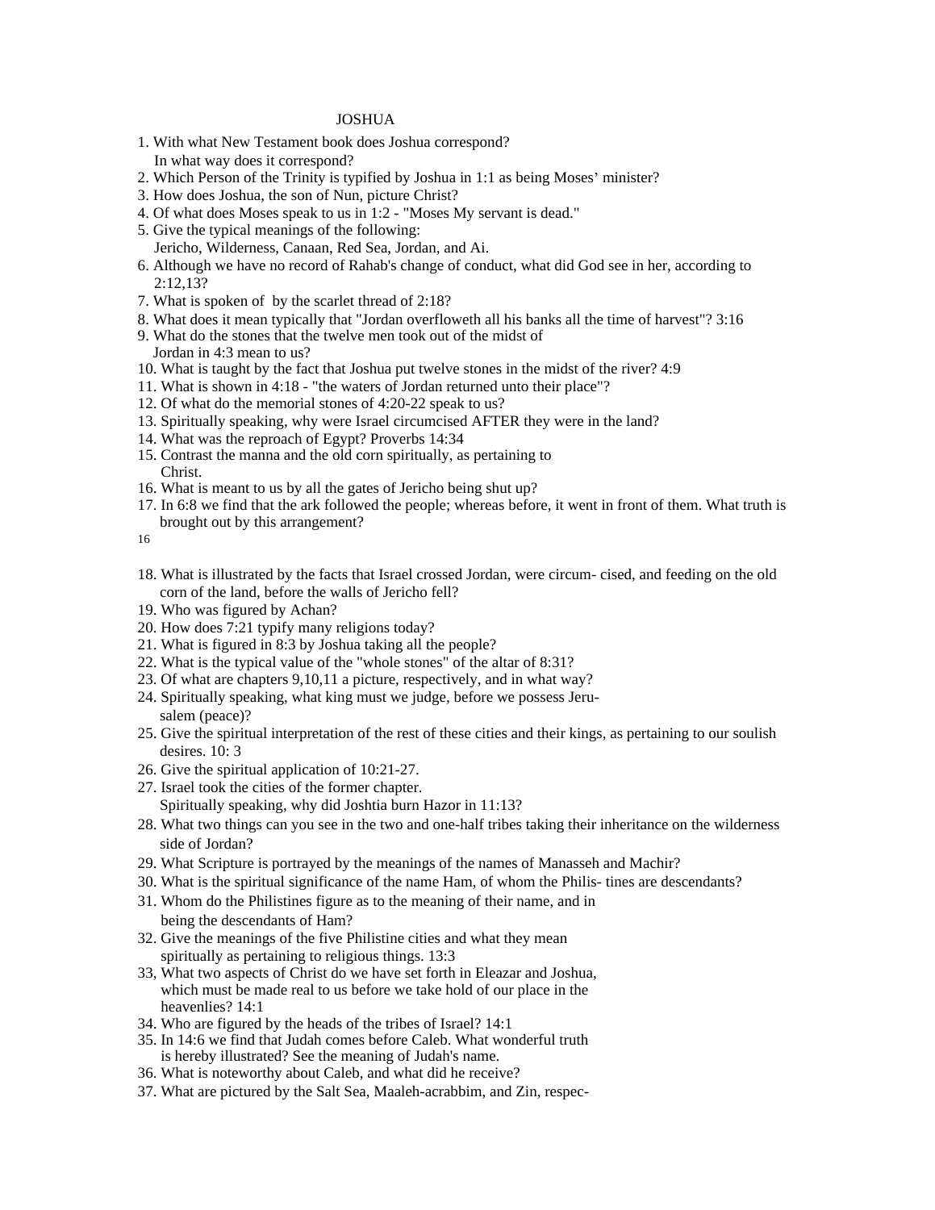# JOSHUA

1. With what New Testament book does Joshua correspond? In what way does it correspond?
2. Which Person of the Trinity is typified by Joshua in 1:1 as being Moses' minister?
3. How does Joshua, the son of Nun, picture Christ?
4. Of what does Moses speak to us in 1:2 - "Moses My servant is dead."
5. Give the typical meanings of the following: Jericho, Wilderness, Canaan, Red Sea, Jordan, and Ai.
6. Although we have no record of Rahab's change of conduct, what did God see in her, according to 2:12,13?
7. What is spoken of by the scarlet thread of 2:18?
8. What does it mean typically that "Jordan overfloweth all his banks all the time of harvest"? 3:16
9. What do the stones that the twelve men took out of the midst of Jordan in 4:3 mean to us?
10. What is taught by the fact that Joshua put twelve stones in the midst of the river? 4:9
11. What is shown in 4:18 - "the waters of Jordan returned unto their place"?
12. Of what do the memorial stones of 4:20-22 speak to us?
13. Spiritually speaking, why were Israel circumcised AFTER they were in the land?
14. What was the reproach of Egypt? Proverbs 14:34
15. Contrast the manna and the old corn spiritually, as pertaining to Christ.
16. What is meant to us by all the gates of Jericho being shut up?
17. In 6:8 we find that the ark followed the people; whereas before, it went in front of them. What truth is brought out by this arrangement?
18. What is illustrated by the facts that Israel crossed Jordan, were circum- cised, and feeding on the old corn of the land, before the walls of Jericho fell?
19. Who was figured by Achan?
20. How does 7:21 typify many religions today?
21. What is figured in 8:3 by Joshua taking all the people?
22. What is the typical value of the "whole stones" of the altar of 8:31?
23. Of what are chapters 9,10,11 a picture, respectively, and in what way?
24. Spiritually speaking, what king must we judge, before we possess Jeru- salem (peace)?
25. Give the spiritual interpretation of the rest of these cities and their kings, as pertaining to our soulish desires. 10: 3
26. Give the spiritual application of 10:21-27.
27. Israel took the cities of the former chapter. Spiritually speaking, why did Joshtia burn Hazor in 11:13?
28. What two things can you see in the two and one-half tribes taking their inheritance on the wilderness side of Jordan?
29. What Scripture is portrayed by the meanings of the names of Manasseh and Machir?
30. What is the spiritual significance of the name Ham, of whom the Philis- tines are descendants?
31. Whom do the Philistines figure as to the meaning of their name, and in being the descendants of Ham?
32. Give the meanings of the five Philistine cities and what they mean spiritually as pertaining to religious things. 13:3
33, What two aspects of Christ do we have set forth in Eleazar and Joshua, which must be made real to us before we take hold of our place in the heavenlies? 14:1
34. Who are figured by the heads of the tribes of Israel? 14:1
35. In 14:6 we find that Judah comes before Caleb. What wonderful truth is hereby illustrated? See the meaning of Judah's name.
36. What is noteworthy about Caleb, and what did he receive?
37. What are pictured by the Salt Sea, Maaleh-acrabbim, and Zin, respec-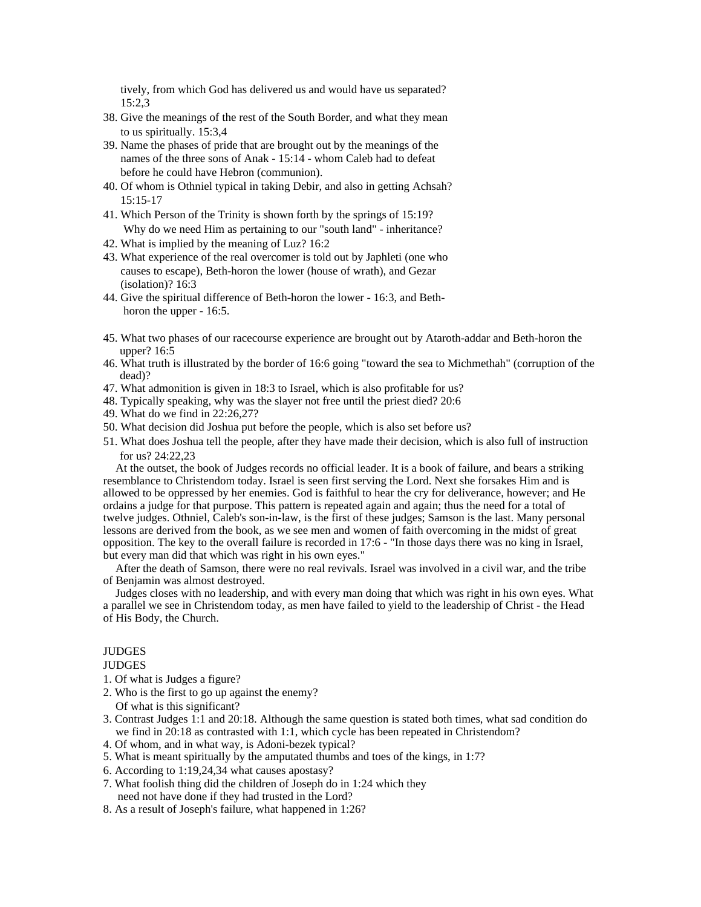tively, from which God has delivered us and would have us separated? 15:2,3

38. Give the meanings of the rest of the South Border, and what they mean to us spiritually. 15:3,4
39. Name the phases of pride that are brought out by the meanings of the names of the three sons of Anak - 15:14 - whom Caleb had to defeat before he could have Hebron (communion).
40. Of whom is Othniel typical in taking Debir, and also in getting Achsah? 15:15-17
41. Which Person of the Trinity is shown forth by the springs of 15:19? Why do we need Him as pertaining to our "south land" - inheritance?
42. What is implied by the meaning of Luz? 16:2
43. What experience of the real overcomer is told out by Japhleti (one who causes to escape), Beth-horon the lower (house of wrath), and Gezar (isolation)? 16:3
44. Give the spiritual difference of Beth-horon the lower - 16:3, and Beth-horon the upper - 16:5.
45. What two phases of our racecourse experience are brought out by Ataroth-addar and Beth-horon the upper? 16:5
46. What truth is illustrated by the border of 16:6 going "toward the sea to Michmethah" (corruption of the dead)?
47. What admonition is given in 18:3 to Israel, which is also profitable for us?
48. Typically speaking, why was the slayer not free until the priest died? 20:6
49. What do we find in 22:26,27?
50. What decision did Joshua put before the people, which is also set before us?
51. What does Joshua tell the people, after they have made their decision, which is also full of instruction for us? 24:22,23

At the outset, the book of Judges records no official leader. It is a book of failure, and bears a striking resemblance to Christendom today. Israel is seen first serving the Lord. Next she forsakes Him and is allowed to be oppressed by her enemies. God is faithful to hear the cry for deliverance, however; and He ordains a judge for that purpose. This pattern is repeated again and again; thus the need for a total of twelve judges. Othniel, Caleb's son-in-law, is the first of these judges; Samson is the last. Many personal lessons are derived from the book, as we see men and women of faith overcoming in the midst of great opposition. The key to the overall failure is recorded in 17:6 - "In those days there was no king in Israel, but every man did that which was right in his own eyes."

After the death of Samson, there were no real revivals. Israel was involved in a civil war, and the tribe of Benjamin was almost destroyed.

Judges closes with no leadership, and with every man doing that which was right in his own eyes. What a parallel we see in Christendom today, as men have failed to yield to the leadership of Christ - the Head of His Body, the Church.

# JUDGES

## JUDGES

1. Of what is Judges a figure?
2. Who is the first to go up against the enemy? Of what is this significant?
3. Contrast Judges 1:1 and 20:18. Although the same question is stated both times, what sad condition do we find in 20:18 as contrasted with 1:1, which cycle has been repeated in Christendom?
4. Of whom, and in what way, is Adoni-bezek typical?
5. What is meant spiritually by the amputated thumbs and toes of the kings, in 1:7?
6. According to 1:19,24,34 what causes apostasy?
7. What foolish thing did the children of Joseph do in 1:24 which they need not have done if they had trusted in the Lord?
8. As a result of Joseph's failure, what happened in 1:26?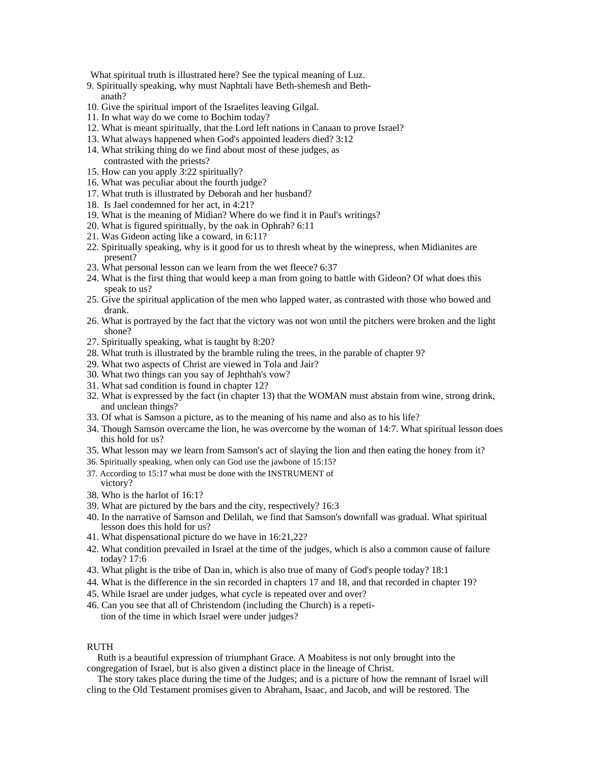What spiritual truth is illustrated here? See the typical meaning of Luz.

9. Spiritually speaking, why must Naphtali have Beth-shemesh and Beth-anath?
10. Give the spiritual import of the Israelites leaving Gilgal.
11. In what way do we come to Bochim today?
12. What is meant spiritually, that the Lord left nations in Canaan to prove Israel?
13. What always happened when God's appointed leaders died? 3:12
14. What striking thing do we find about most of these judges, as contrasted with the priests?
15. How can you apply 3:22 spiritually?
16. What was peculiar about the fourth judge?
17. What truth is illustrated by Deborah and her husband?
18. Is Jael condemned for her act, in 4:21?
19. What is the meaning of Midian? Where do we find it in Paul's writings?
20. What is figured spiritually, by the oak in Ophrah? 6:11
21. Was Gideon acting like a coward, in 6:11?
22. Spiritually speaking, why is it good for us to thresh wheat by the winepress, when Midianites are present?
23. What personal lesson can we learn from the wet fleece? 6:37
24. What is the first thing that would keep a man from going to battle with Gideon? Of what does this speak to us?
25. Give the spiritual application of the men who lapped water, as contrasted with those who bowed and drank.
26. What is portrayed by the fact that the victory was not won until the pitchers were broken and the light shone?
27. Spiritually speaking, what is taught by 8:20?
28. What truth is illustrated by the bramble ruling the trees, in the parable of chapter 9?
29. What two aspects of Christ are viewed in Tola and Jair?
30. What two things can you say of Jephthah's vow?
31. What sad condition is found in chapter 12?
32. What is expressed by the fact (in chapter 13) that the WOMAN must abstain from wine, strong drink, and unclean things?
33. Of what is Samson a picture, as to the meaning of his name and also as to his life?
34. Though Samson overcame the lion, he was overcome by the woman of 14:7. What spiritual lesson does this hold for us?
35. What lesson may we learn from Samson's act of slaying the lion and then eating the honey from it?
36. Spiritually speaking, when only can God use the jawbone of 15:15?
37. According to 15:17 what must be done with the INSTRUMENT of victory?
38. Who is the harlot of 16:1?
39. What are pictured by the bars and the city, respectively? 16:3
40. In the narrative of Samson and Delilah, we find that Samson's downfall was gradual. What spiritual lesson does this hold for us?
41. What dispensational picture do we have in 16:21,22?
42. What condition prevailed in Israel at the time of the judges, which is also a common cause of failure today? 17:6
43. What plight is the tribe of Dan in, which is also true of many of God's people today? 18:1
44. What is the difference in the sin recorded in chapters 17 and 18, and that recorded in chapter 19?
45. While Israel are under judges, what cycle is repeated over and over?
46. Can you see that all of Christendom (including the Church) is a repetition of the time in which Israel were under judges?

## RUTH

Ruth is a beautiful expression of triumphant Grace. A Moabitess is not only brought into the congregation of Israel, but is also given a distinct place in the lineage of Christ.

The story takes place during the time of the Judges; and is a picture of how the remnant of Israel will cling to the Old Testament promises given to Abraham, Isaac, and Jacob, and will be restored. The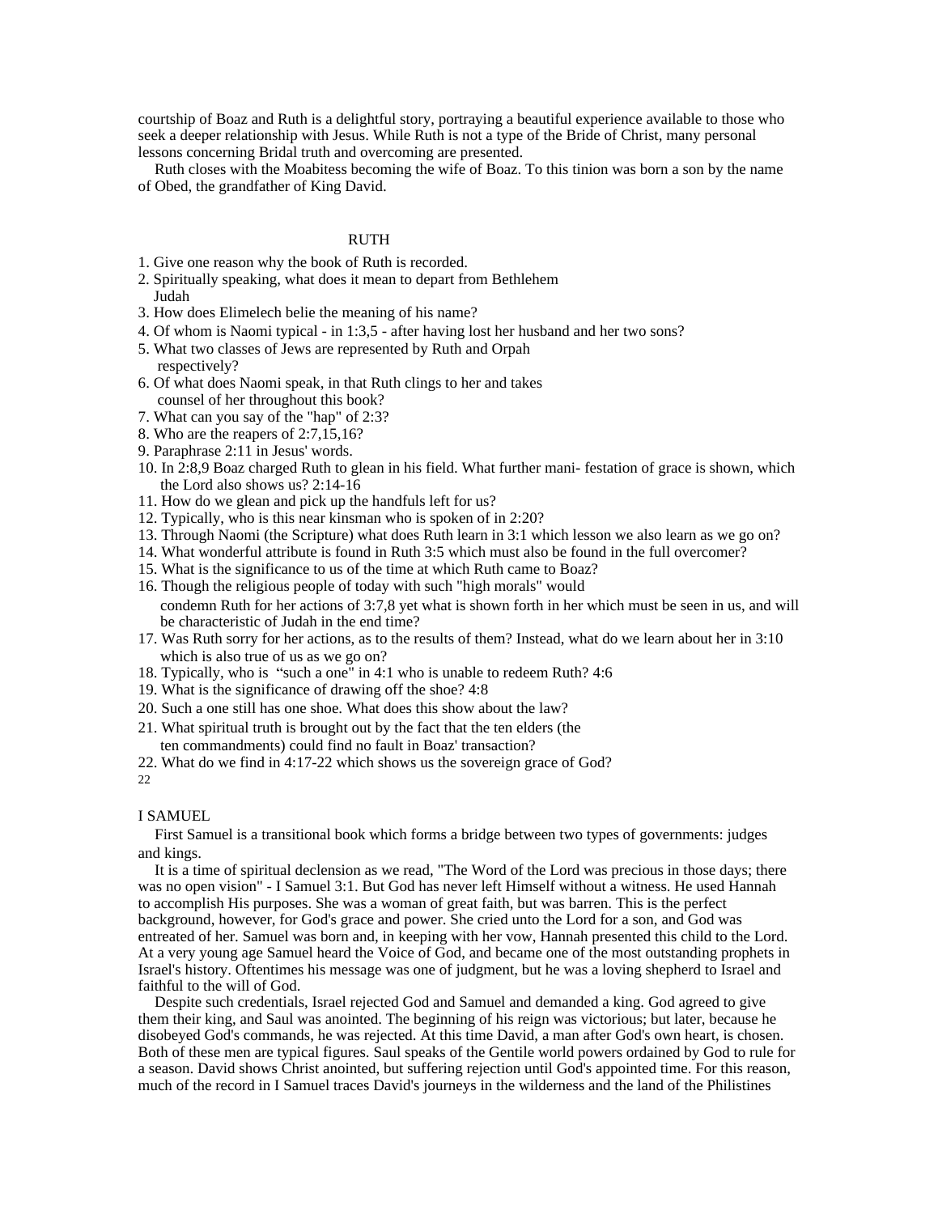courtship of Boaz and Ruth is a delightful story, portraying a beautiful experience available to those who seek a deeper relationship with Jesus. While Ruth is not a type of the Bride of Christ, many personal lessons concerning Bridal truth and overcoming are presented.

Ruth closes with the Moabitess becoming the wife of Boaz. To this tinion was born a son by the name of Obed, the grandfather of King David.

## RUTH

1. Give one reason why the book of Ruth is recorded.
2. Spiritually speaking, what does it mean to depart from Bethlehem Judah
3. How does Elimelech belie the meaning of his name?
4. Of whom is Naomi typical - in 1:3,5 - after having lost her husband and her two sons?
5. What two classes of Jews are represented by Ruth and Orpah respectively?
6. Of what does Naomi speak, in that Ruth clings to her and takes counsel of her throughout this book?
7. What can you say of the "hap" of 2:3?
8. Who are the reapers of 2:7,15,16?
9. Paraphrase 2:11 in Jesus' words.
10. In 2:8,9 Boaz charged Ruth to glean in his field. What further mani- festation of grace is shown, which the Lord also shows us? 2:14-16
11. How do we glean and pick up the handfuls left for us?
12. Typically, who is this near kinsman who is spoken of in 2:20?
13. Through Naomi (the Scripture) what does Ruth learn in 3:1 which lesson we also learn as we go on?
14. What wonderful attribute is found in Ruth 3:5 which must also be found in the full overcomer?
15. What is the significance to us of the time at which Ruth came to Boaz?
16. Though the religious people of today with such "high morals" would condemn Ruth for her actions of 3:7,8 yet what is shown forth in her which must be seen in us, and will be characteristic of Judah in the end time?
17. Was Ruth sorry for her actions, as to the results of them? Instead, what do we learn about her in 3:10 which is also true of us as we go on?
18. Typically, who is "such a one" in 4:1 who is unable to redeem Ruth? 4:6
19. What is the significance of drawing off the shoe? 4:8
20. Such a one still has one shoe. What does this show about the law?
21. What spiritual truth is brought out by the fact that the ten elders (the ten commandments) could find no fault in Boaz' transaction?
22. What do we find in 4:17-22 which shows us the sovereign grace of God?

## I SAMUEL

First Samuel is a transitional book which forms a bridge between two types of governments: judges and kings.

It is a time of spiritual declension as we read, "The Word of the Lord was precious in those days; there was no open vision" - I Samuel 3:1. But God has never left Himself without a witness. He used Hannah to accomplish His purposes. She was a woman of great faith, but was barren. This is the perfect background, however, for God's grace and power. She cried unto the Lord for a son, and God was entreated of her. Samuel was born and, in keeping with her vow, Hannah presented this child to the Lord. At a very young age Samuel heard the Voice of God, and became one of the most outstanding prophets in Israel's history. Oftentimes his message was one of judgment, but he was a loving shepherd to Israel and faithful to the will of God.

Despite such credentials, Israel rejected God and Samuel and demanded a king. God agreed to give them their king, and Saul was anointed. The beginning of his reign was victorious; but later, because he disobeyed God's commands, he was rejected. At this time David, a man after God's own heart, is chosen. Both of these men are typical figures. Saul speaks of the Gentile world powers ordained by God to rule for a season. David shows Christ anointed, but suffering rejection until God's appointed time. For this reason, much of the record in I Samuel traces David's journeys in the wilderness and the land of the Philistines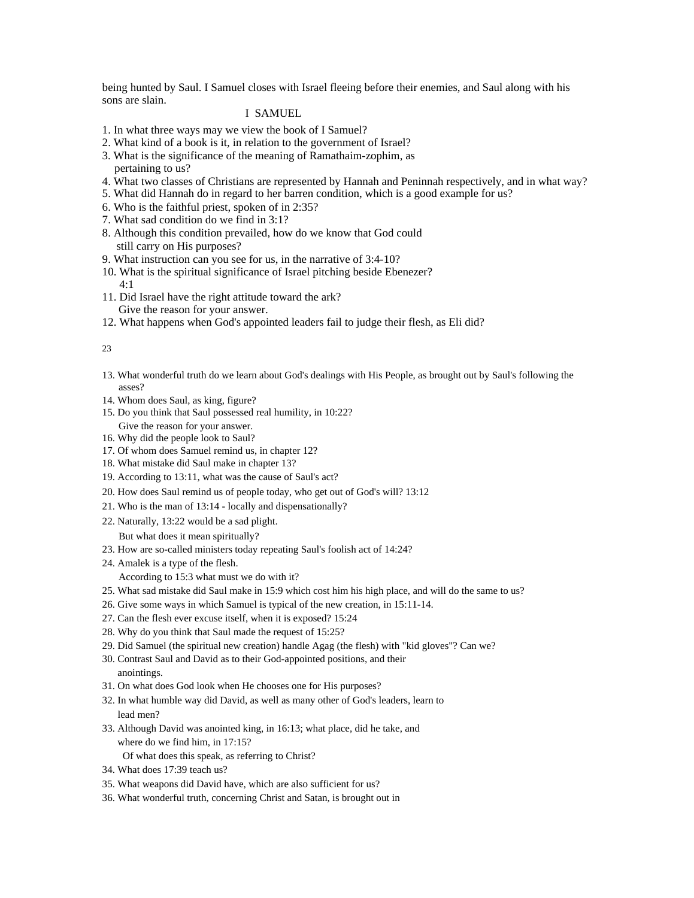being hunted by Saul. I Samuel closes with Israel fleeing before their enemies, and Saul along with his sons are slain.

## I SAMUEL

1. In what three ways may we view the book of I Samuel?
2. What kind of a book is it, in relation to the government of Israel?
3. What is the significance of the meaning of Ramathaim-zophim, as pertaining to us?
4. What two classes of Christians are represented by Hannah and Peninnah respectively, and in what way?
5. What did Hannah do in regard to her barren condition, which is a good example for us?
6. Who is the faithful priest, spoken of in 2:35?
7. What sad condition do we find in 3:1?
8. Although this condition prevailed, how do we know that God could still carry on His purposes?
9. What instruction can you see for us, in the narrative of 3:4-10?
10. What is the spiritual significance of Israel pitching beside Ebenezer? 4:1
11. Did Israel have the right attitude toward the ark? Give the reason for your answer.
12. What happens when God's appointed leaders fail to judge their flesh, as Eli did?
13. What wonderful truth do we learn about God's dealings with His People, as brought out by Saul's following the asses?
14. Whom does Saul, as king, figure?
15. Do you think that Saul possessed real humility, in 10:22? Give the reason for your answer.
16. Why did the people look to Saul?
17. Of whom does Samuel remind us, in chapter 12?
18. What mistake did Saul make in chapter 13?
19. According to 13:11, what was the cause of Saul's act?
20. How does Saul remind us of people today, who get out of God's will? 13:12
21. Who is the man of 13:14 - locally and dispensationally?
22. Naturally, 13:22 would be a sad plight. But what does it mean spiritually?
23. How are so-called ministers today repeating Saul's foolish act of 14:24?
24. Amalek is a type of the flesh. According to 15:3 what must we do with it?
25. What sad mistake did Saul make in 15:9 which cost him his high place, and will do the same to us?
26. Give some ways in which Samuel is typical of the new creation, in 15:11-14.
27. Can the flesh ever excuse itself, when it is exposed? 15:24
28. Why do you think that Saul made the request of 15:25?
29. Did Samuel (the spiritual new creation) handle Agag (the flesh) with "kid gloves"? Can we?
30. Contrast Saul and David as to their God-appointed positions, and their anointings.
31. On what does God look when He chooses one for His purposes?
32. In what humble way did David, as well as many other of God's leaders, learn to lead men?
33. Although David was anointed king, in 16:13; what place, did he take, and where do we find him, in 17:15? Of what does this speak, as referring to Christ?
34. What does 17:39 teach us?
35. What weapons did David have, which are also sufficient for us?
36. What wonderful truth, concerning Christ and Satan, is brought out in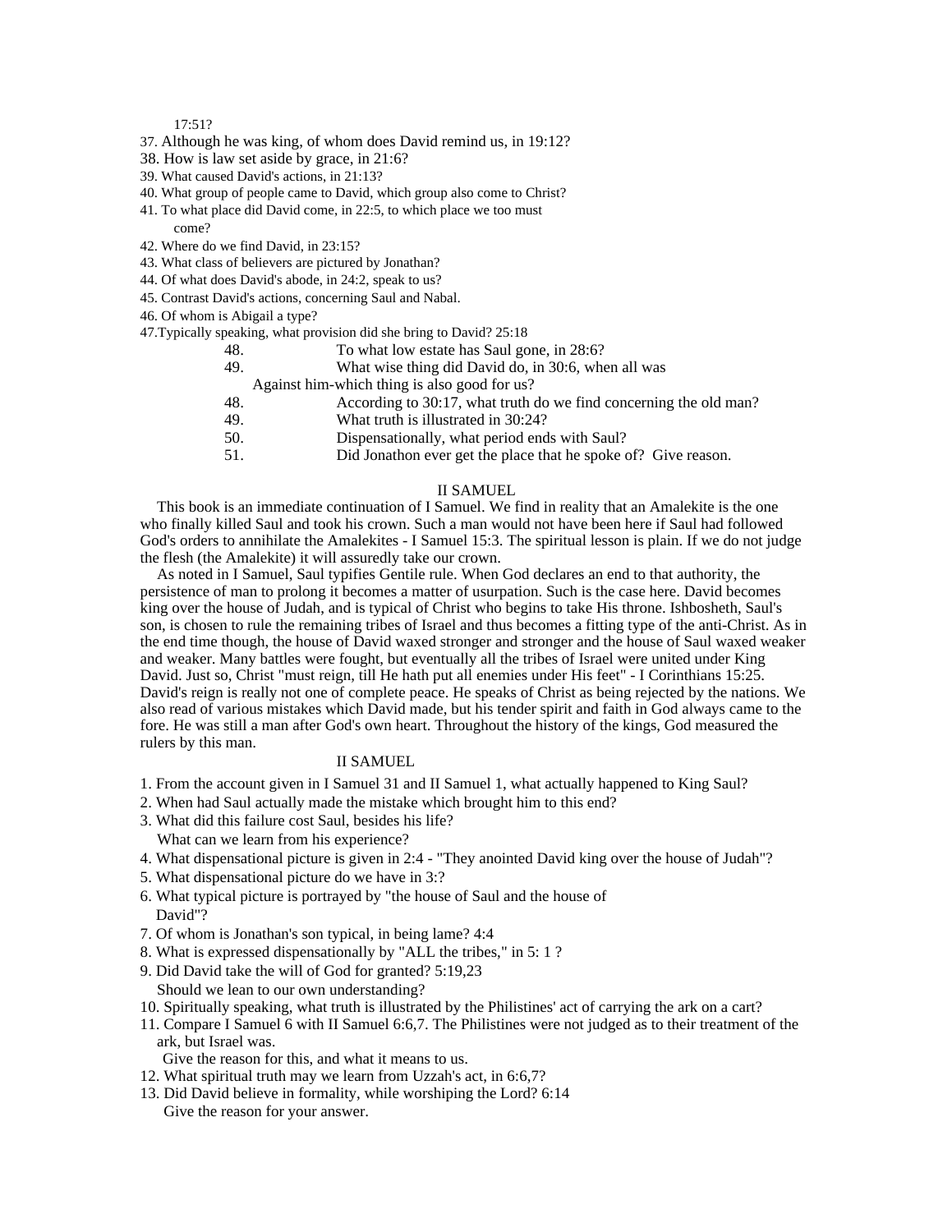17:51?

37. Although he was king, of whom does David remind us, in 19:12?
38. How is law set aside by grace, in 21:6?
39. What caused David's actions, in 21:13?
40. What group of people came to David, which group also come to Christ?
41. To what place did David come, in 22:5, to which place we too must come?
42. Where do we find David, in 23:15?
43. What class of believers are pictured by Jonathan?
44. Of what does David's abode, in 24:2, speak to us?
45. Contrast David's actions, concerning Saul and Nabal.
46. Of whom is Abigail a type?
47. Typically speaking, what provision did she bring to David? 25:18
48. To what low estate has Saul gone, in 28:6?
49. What wise thing did David do, in 30:6, when all was Against him-which thing is also good for us?
48. According to 30:17, what truth do we find concerning the old man?
49. What truth is illustrated in 30:24?
50. Dispensationally, what period ends with Saul?
51. Did Jonathon ever get the place that he spoke of? Give reason.

## II SAMUEL

This book is an immediate continuation of I Samuel. We find in reality that an Amalekite is the one who finally killed Saul and took his crown. Such a man would not have been here if Saul had followed God's orders to annihilate the Amalekites - I Samuel 15:3. The spiritual lesson is plain. If we do not judge the flesh (the Amalekite) it will assuredly take our crown.

As noted in I Samuel, Saul typifies Gentile rule. When God declares an end to that authority, the persistence of man to prolong it becomes a matter of usurpation. Such is the case here. David becomes king over the house of Judah, and is typical of Christ who begins to take His throne. Ishbosheth, Saul's son, is chosen to rule the remaining tribes of Israel and thus becomes a fitting type of the anti-Christ. As in the end time though, the house of David waxed stronger and stronger and the house of Saul waxed weaker and weaker. Many battles were fought, but eventually all the tribes of Israel were united under King David. Just so, Christ "must reign, till He hath put all enemies under His feet" - I Corinthians 15:25. David's reign is really not one of complete peace. He speaks of Christ as being rejected by the nations. We also read of various mistakes which David made, but his tender spirit and faith in God always came to the fore. He was still a man after God's own heart. Throughout the history of the kings, God measured the rulers by this man.

## II SAMUEL

1. From the account given in I Samuel 31 and II Samuel 1, what actually happened to King Saul?
2. When had Saul actually made the mistake which brought him to this end?
3. What did this failure cost Saul, besides his life?
   What can we learn from his experience?
4. What dispensational picture is given in 2:4 - "They anointed David king over the house of Judah"?
5. What dispensational picture do we have in 3:?
6. What typical picture is portrayed by "the house of Saul and the house of David"?
7. Of whom is Jonathan's son typical, in being lame? 4:4
8. What is expressed dispensationally by "ALL the tribes," in 5: 1 ?
9. Did David take the will of God for granted? 5:19,23
   Should we lean to our own understanding?
10. Spiritually speaking, what truth is illustrated by the Philistines' act of carrying the ark on a cart?
11. Compare I Samuel 6 with II Samuel 6:6,7. The Philistines were not judged as to their treatment of the ark, but Israel was.
    Give the reason for this, and what it means to us.
12. What spiritual truth may we learn from Uzzah's act, in 6:6,7?
13. Did David believe in formality, while worshiping the Lord? 6:14
    Give the reason for your answer.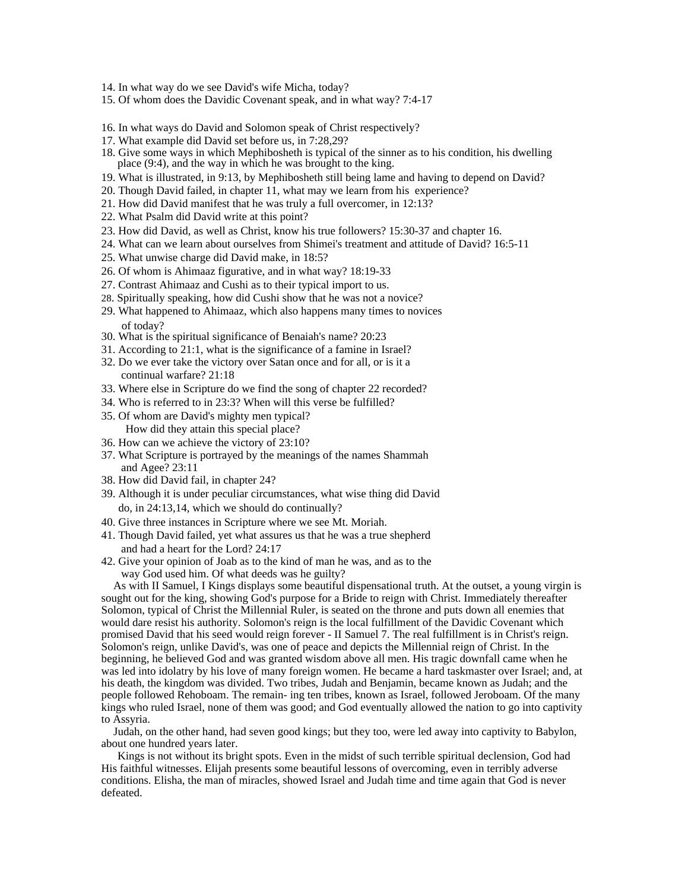14. In what way do we see David's wife Micha, today?
15. Of whom does the Davidic Covenant speak, and in what way? 7:4-17

16. In what ways do David and Solomon speak of Christ respectively?
17. What example did David set before us, in 7:28,29?
18. Give some ways in which Mephibosheth is typical of the sinner as to his condition, his dwelling place (9:4), and the way in which he was brought to the king.
19. What is illustrated, in 9:13, by Mephibosheth still being lame and having to depend on David?
20. Though David failed, in chapter 11, what may we learn from his experience?
21. How did David manifest that he was truly a full overcomer, in 12:13?
22. What Psalm did David write at this point?
23. How did David, as well as Christ, know his true followers? 15:30-37 and chapter 16.
24. What can we learn about ourselves from Shimei's treatment and attitude of David? 16:5-11
25. What unwise charge did David make, in 18:5?
26. Of whom is Ahimaaz figurative, and in what way? 18:19-33
27. Contrast Ahimaaz and Cushi as to their typical import to us.
28. Spiritually speaking, how did Cushi show that he was not a novice?
29. What happened to Ahimaaz, which also happens many times to novices of today?
30. What is the spiritual significance of Benaiah's name? 20:23
31. According to 21:1, what is the significance of a famine in Israel?
32. Do we ever take the victory over Satan once and for all, or is it a continual warfare? 21:18
33. Where else in Scripture do we find the song of chapter 22 recorded?
34. Who is referred to in 23:3? When will this verse be fulfilled?
35. Of whom are David's mighty men typical? How did they attain this special place?
36. How can we achieve the victory of 23:10?
37. What Scripture is portrayed by the meanings of the names Shammah and Agee? 23:11
38. How did David fail, in chapter 24?
39. Although it is under peculiar circumstances, what wise thing did David do, in 24:13,14, which we should do continually?
40. Give three instances in Scripture where we see Mt. Moriah.
41. Though David failed, yet what assures us that he was a true shepherd and had a heart for the Lord? 24:17
42. Give your opinion of Joab as to the kind of man he was, and as to the way God used him. Of what deeds was he guilty?

As with II Samuel, I Kings displays some beautiful dispensational truth. At the outset, a young virgin is sought out for the king, showing God's purpose for a Bride to reign with Christ. Immediately thereafter Solomon, typical of Christ the Millennial Ruler, is seated on the throne and puts down all enemies that would dare resist his authority. Solomon's reign is the local fulfillment of the Davidic Covenant which promised David that his seed would reign forever - II Samuel 7. The real fulfillment is in Christ's reign. Solomon's reign, unlike David's, was one of peace and depicts the Millennial reign of Christ. In the beginning, he believed God and was granted wisdom above all men. His tragic downfall came when he was led into idolatry by his love of many foreign women. He became a hard taskmaster over Israel; and, at his death, the kingdom was divided. Two tribes, Judah and Benjamin, became known as Judah; and the people followed Rehoboam. The remaining ten tribes, known as Israel, followed Jeroboam. Of the many kings who ruled Israel, none of them was good; and God eventually allowed the nation to go into captivity to Assyria.

Judah, on the other hand, had seven good kings; but they too, were led away into captivity to Babylon, about one hundred years later.

Kings is not without its bright spots. Even in the midst of such terrible spiritual declension, God had His faithful witnesses. Elijah presents some beautiful lessons of overcoming, even in terribly adverse conditions. Elisha, the man of miracles, showed Israel and Judah time and time again that God is never defeated.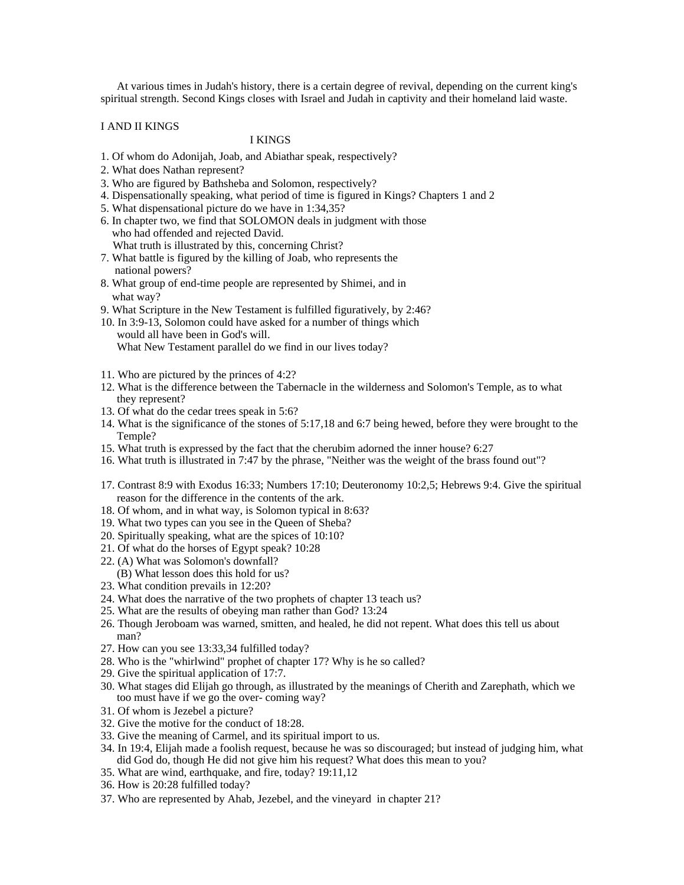At various times in Judah's history, there is a certain degree of revival, depending on the current king's spiritual strength. Second Kings closes with Israel and Judah in captivity and their homeland laid waste.

## I AND II KINGS

### I KINGS

1. Of whom do Adonijah, Joab, and Abiathar speak, respectively?
2. What does Nathan represent?
3. Who are figured by Bathsheba and Solomon, respectively?
4. Dispensationally speaking, what period of time is figured in Kings? Chapters 1 and 2
5. What dispensational picture do we have in 1:34,35?
6. In chapter two, we find that SOLOMON deals in judgment with those who had offended and rejected David.
   What truth is illustrated by this, concerning Christ?
7. What battle is figured by the killing of Joab, who represents the national powers?
8. What group of end-time people are represented by Shimei, and in what way?
9. What Scripture in the New Testament is fulfilled figuratively, by 2:46?
10. In 3:9-13, Solomon could have asked for a number of things which would all have been in God's will.
    What New Testament parallel do we find in our lives today?
11. Who are pictured by the princes of 4:2?
12. What is the difference between the Tabernacle in the wilderness and Solomon's Temple, as to what they represent?
13. Of what do the cedar trees speak in 5:6?
14. What is the significance of the stones of 5:17,18 and 6:7 being hewed, before they were brought to the Temple?
15. What truth is expressed by the fact that the cherubim adorned the inner house? 6:27
16. What truth is illustrated in 7:47 by the phrase, "Neither was the weight of the brass found out"?
17. Contrast 8:9 with Exodus 16:33; Numbers 17:10; Deuteronomy 10:2,5; Hebrews 9:4. Give the spiritual reason for the difference in the contents of the ark.
18. Of whom, and in what way, is Solomon typical in 8:63?
19. What two types can you see in the Queen of Sheba?
20. Spiritually speaking, what are the spices of 10:10?
21. Of what do the horses of Egypt speak? 10:28
22. (A) What was Solomon's downfall?
    (B) What lesson does this hold for us?
23. What condition prevails in 12:20?
24. What does the narrative of the two prophets of chapter 13 teach us?
25. What are the results of obeying man rather than God? 13:24
26. Though Jeroboam was warned, smitten, and healed, he did not repent. What does this tell us about man?
27. How can you see 13:33,34 fulfilled today?
28. Who is the "whirlwind" prophet of chapter 17? Why is he so called?
29. Give the spiritual application of 17:7.
30. What stages did Elijah go through, as illustrated by the meanings of Cherith and Zarephath, which we too must have if we go the over- coming way?
31. Of whom is Jezebel a picture?
32. Give the motive for the conduct of 18:28.
33. Give the meaning of Carmel, and its spiritual import to us.
34. In 19:4, Elijah made a foolish request, because he was so discouraged; but instead of judging him, what did God do, though He did not give him his request? What does this mean to you?
35. What are wind, earthquake, and fire, today? 19:11,12
36. How is 20:28 fulfilled today?
37. Who are represented by Ahab, Jezebel, and the vineyard in chapter 21?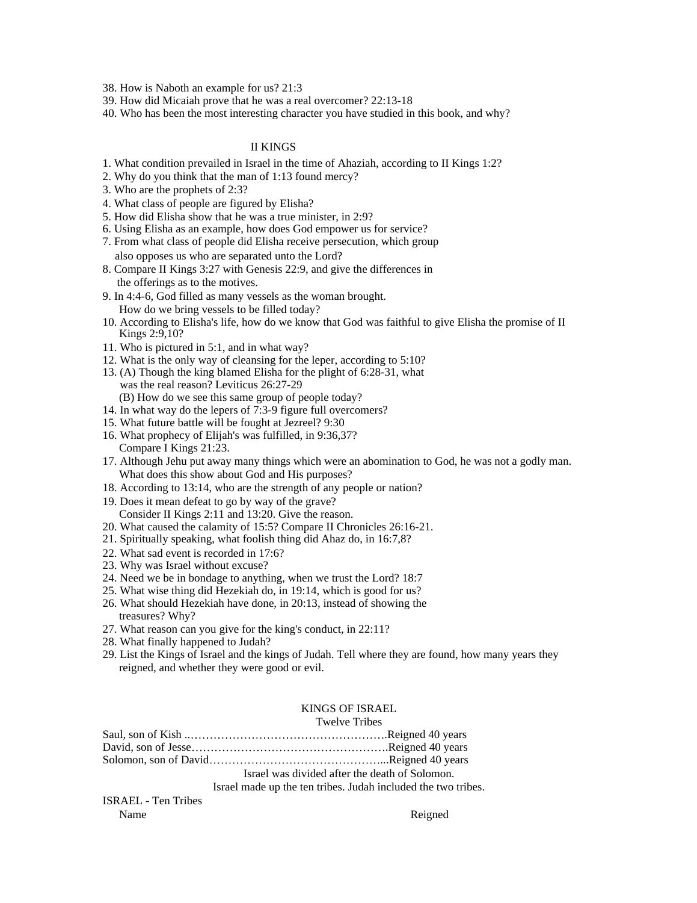38. How is Naboth an example for us? 21:3
39. How did Micaiah prove that he was a real overcomer? 22:13-18
40. Who has been the most interesting character you have studied in this book, and why?

## II KINGS

1. What condition prevailed in Israel in the time of Ahaziah, according to II Kings 1:2?
2. Why do you think that the man of 1:13 found mercy?
3. Who are the prophets of 2:3?
4. What class of people are figured by Elisha?
5. How did Elisha show that he was a true minister, in 2:9?
6. Using Elisha as an example, how does God empower us for service?
7. From what class of people did Elisha receive persecution, which group also opposes us who are separated unto the Lord?
8. Compare II Kings 3:27 with Genesis 22:9, and give the differences in the offerings as to the motives.
9. In 4:4-6, God filled as many vessels as the woman brought. How do we bring vessels to be filled today?
10. According to Elisha's life, how do we know that God was faithful to give Elisha the promise of II Kings 2:9,10?
11. Who is pictured in 5:1, and in what way?
12. What is the only way of cleansing for the leper, according to 5:10?
13. (A) Though the king blamed Elisha for the plight of 6:28-31, what was the real reason? Leviticus 26:27-29
    (B) How do we see this same group of people today?
14. In what way do the lepers of 7:3-9 figure full overcomers?
15. What future battle will be fought at Jezreel? 9:30
16. What prophecy of Elijah's was fulfilled, in 9:36,37? Compare I Kings 21:23.
17. Although Jehu put away many things which were an abomination to God, he was not a godly man. What does this show about God and His purposes?
18. According to 13:14, who are the strength of any people or nation?
19. Does it mean defeat to go by way of the grave? Consider II Kings 2:11 and 13:20. Give the reason.
20. What caused the calamity of 15:5? Compare II Chronicles 26:16-21.
21. Spiritually speaking, what foolish thing did Ahaz do, in 16:7,8?
22. What sad event is recorded in 17:6?
23. Why was Israel without excuse?
24. Need we be in bondage to anything, when we trust the Lord? 18:7
25. What wise thing did Hezekiah do, in 19:14, which is good for us?
26. What should Hezekiah have done, in 20:13, instead of showing the treasures? Why?
27. What reason can you give for the king's conduct, in 22:11?
28. What finally happened to Judah?
29. List the Kings of Israel and the kings of Judah. Tell where they are found, how many years they reigned, and whether they were good or evil.

## KINGS OF ISRAEL

Twelve Tribes

Saul, son of Kish ..……………………………………………Reigned 40 years
David, son of Jesse…………………………………………….Reigned 40 years
Solomon, son of David………………………………………...Reigned 40 years

Israel was divided after the death of Solomon.

Israel made up the ten tribes. Judah included the two tribes.

ISRAEL - Ten Tribes

| Name | Reigned |
|---|---|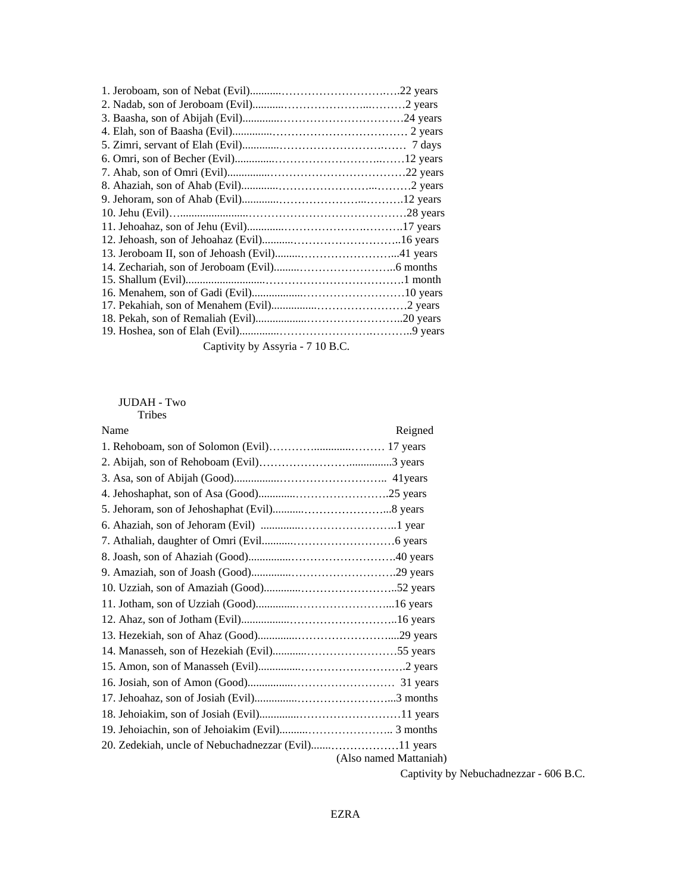1. Jeroboam, son of Nebat (Evil)...........…………………………….….22 years
2. Nadab, son of Jeroboam (Evil)...........…………………...………2 years
3. Baasha, son of Abijah (Evil).............……………………………24 years
4. Elah, son of Baasha (Evil)..............……………………………… 2 years
5. Zimri, servant of Elah (Evil).............………………………….…… 7 days
6. Omri, son of Becher (Evil)..............…………………………..……12 years
7. Ahab, son of Omri (Evil)...............………………………………22 years
8. Ahaziah, son of Ahab (Evil).............……………………...………2 years
9. Jehoram, son of Ahab (Evil).............…………………...……….12 years
10. Jehu (Evil)…........................……………………………………28 years
11. Jehoahaz, son of Jehu (Evil).............……………………….……….17 years
12. Jehoash, son of Jehoahaz (Evil)...........………………………..16 years
13. Jeroboam II, son of Jehoash (Evil).........……………………...41 years
14. Zechariah, son of Jeroboam (Evil).........……………………..6 months
15. Shallum (Evil)...........................………………………………1 month
16. Menahem, son of Gadi (Evil)..................………………………10 years
17. Pekahiah, son of Menahem (Evil)................……………………2 years
18. Pekah, son of Remaliah (Evil)..................……………………..20 years
19. Hoshea, son of Elah (Evil)..............……………………….………..9 years

Captivity by Assyria - 7 10 B.C.

JUDAH - Two Tribes

| Name | Reigned |
|---|---|
| 1. Rehoboam, son of Solomon (Evil)………….............……… | 17 years |
| 2. Abijah, son of Rehoboam (Evil)……………………............... | 3 years |
| 3. Asa, son of Abijah (Good)................……………………….. | 41years |
| 4. Jehoshaphat, son of Asa (Good).............……………………. | 25 years |
| 5. Jehoram, son of Jehoshaphat (Evil)...........…………………... | 8 years |
| 6. Ahaziah, son of Jehoram (Evil) ..............…………………….. | 1 year |
| 7. Athaliah, daughter of Omri (Evil...........……………………… | 6 years |
| 8. Joash, son of Ahaziah (Good)...............………………………. | 40 years |
| 9. Amaziah, son of Joash (Good)..............………………………. | 29 years |
| 10. Uzziah, son of Amaziah (Good)............…………………….. | 52 years |
| 11. Jotham, son of Uzziah (Good)..............……………………... | 16 years |
| 12. Ahaz, son of Jotham (Evil)................……………………….. | 16 years |
| 13. Hezekiah, son of Ahaz (Good)..............…………………….... | 29 years |
| 14. Manasseh, son of Hezekiah (Evil)............…………………… | 55 years |
| 15. Amon, son of Manasseh (Evil)...............………………………. | 2 years |
| 16. Josiah, son of Amon (Good)................……………………… | 31 years |
| 17. Jehoahaz, son of Josiah (Evil)...............……………………... | 3 months |
| 18. Jehoiakim, son of Josiah (Evil)..............……………………… | 11 years |
| 19. Jehoiachin, son of Jehoiakim (Evil)..........………………….. | 3 months |
| 20. Zedekiah, uncle of Nebuchadnezzar (Evil).......……………… (Also named Mattaniah) | 11 years |

Captivity by Nebuchadnezzar - 606 B.C.

EZRA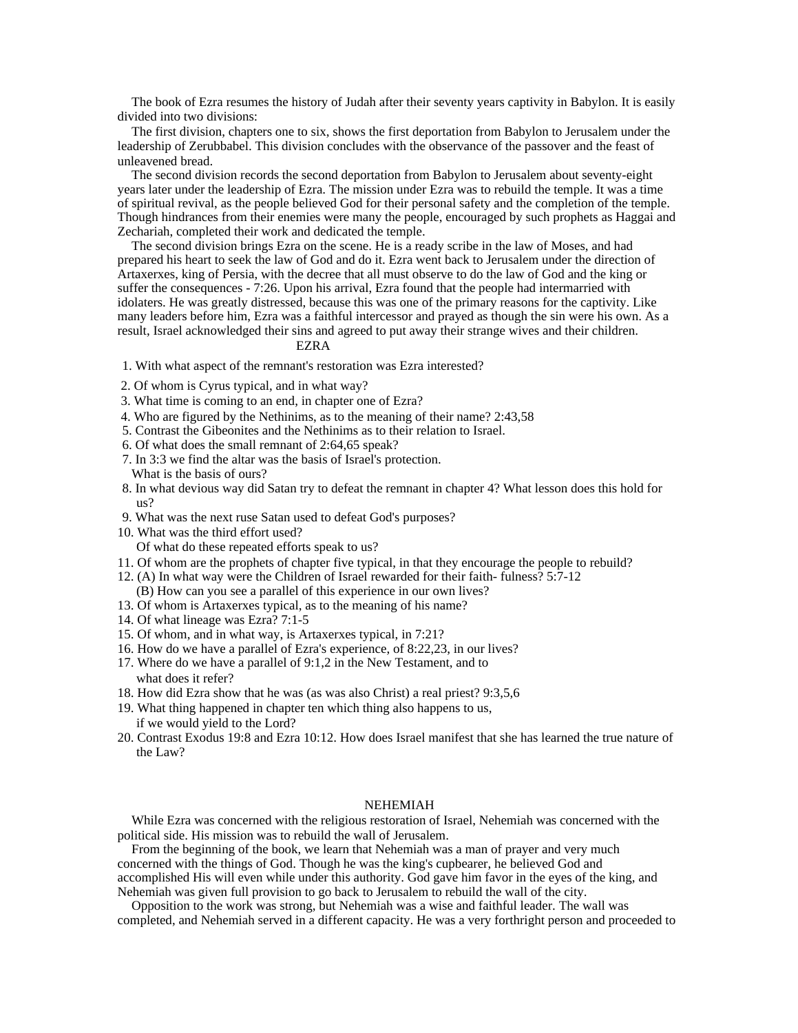The book of Ezra resumes the history of Judah after their seventy years captivity in Babylon. It is easily divided into two divisions:

The first division, chapters one to six, shows the first deportation from Babylon to Jerusalem under the leadership of Zerubbabel. This division concludes with the observance of the passover and the feast of unleavened bread.

The second division records the second deportation from Babylon to Jerusalem about seventy-eight years later under the leadership of Ezra. The mission under Ezra was to rebuild the temple. It was a time of spiritual revival, as the people believed God for their personal safety and the completion of the temple. Though hindrances from their enemies were many the people, encouraged by such prophets as Haggai and Zechariah, completed their work and dedicated the temple.

The second division brings Ezra on the scene. He is a ready scribe in the law of Moses, and had prepared his heart to seek the law of God and do it. Ezra went back to Jerusalem under the direction of Artaxerxes, king of Persia, with the decree that all must observe to do the law of God and the king or suffer the consequences - 7:26. Upon his arrival, Ezra found that the people had intermarried with idolaters. He was greatly distressed, because this was one of the primary reasons for the captivity. Like many leaders before him, Ezra was a faithful intercessor and prayed as though the sin were his own. As a result, Israel acknowledged their sins and agreed to put away their strange wives and their children.

## EZRA

1. With what aspect of the remnant's restoration was Ezra interested?
2. Of whom is Cyrus typical, and in what way?
3. What time is coming to an end, in chapter one of Ezra?
4. Who are figured by the Nethinims, as to the meaning of their name? 2:43,58
5. Contrast the Gibeonites and the Nethinims as to their relation to Israel.
6. Of what does the small remnant of 2:64,65 speak?
7. In 3:3 we find the altar was the basis of Israel's protection.
   What is the basis of ours?
8. In what devious way did Satan try to defeat the remnant in chapter 4? What lesson does this hold for us?
9. What was the next ruse Satan used to defeat God's purposes?
10. What was the third effort used?
    Of what do these repeated efforts speak to us?
11. Of whom are the prophets of chapter five typical, in that they encourage the people to rebuild?
12. (A) In what way were the Children of Israel rewarded for their faith- fulness? 5:7-12
    (B) How can you see a parallel of this experience in our own lives?
13. Of whom is Artaxerxes typical, as to the meaning of his name?
14. Of what lineage was Ezra? 7:1-5
15. Of whom, and in what way, is Artaxerxes typical, in 7:21?
16. How do we have a parallel of Ezra's experience, of 8:22,23, in our lives?
17. Where do we have a parallel of 9:1,2 in the New Testament, and to
    what does it refer?
18. How did Ezra show that he was (as was also Christ) a real priest? 9:3,5,6
19. What thing happened in chapter ten which thing also happens to us,
    if we would yield to the Lord?
20. Contrast Exodus 19:8 and Ezra 10:12. How does Israel manifest that she has learned the true nature of the Law?

## NEHEMIAH

While Ezra was concerned with the religious restoration of Israel, Nehemiah was concerned with the political side. His mission was to rebuild the wall of Jerusalem.

From the beginning of the book, we learn that Nehemiah was a man of prayer and very much concerned with the things of God. Though he was the king's cupbearer, he believed God and accomplished His will even while under this authority. God gave him favor in the eyes of the king, and Nehemiah was given full provision to go back to Jerusalem to rebuild the wall of the city.

Opposition to the work was strong, but Nehemiah was a wise and faithful leader. The wall was completed, and Nehemiah served in a different capacity. He was a very forthright person and proceeded to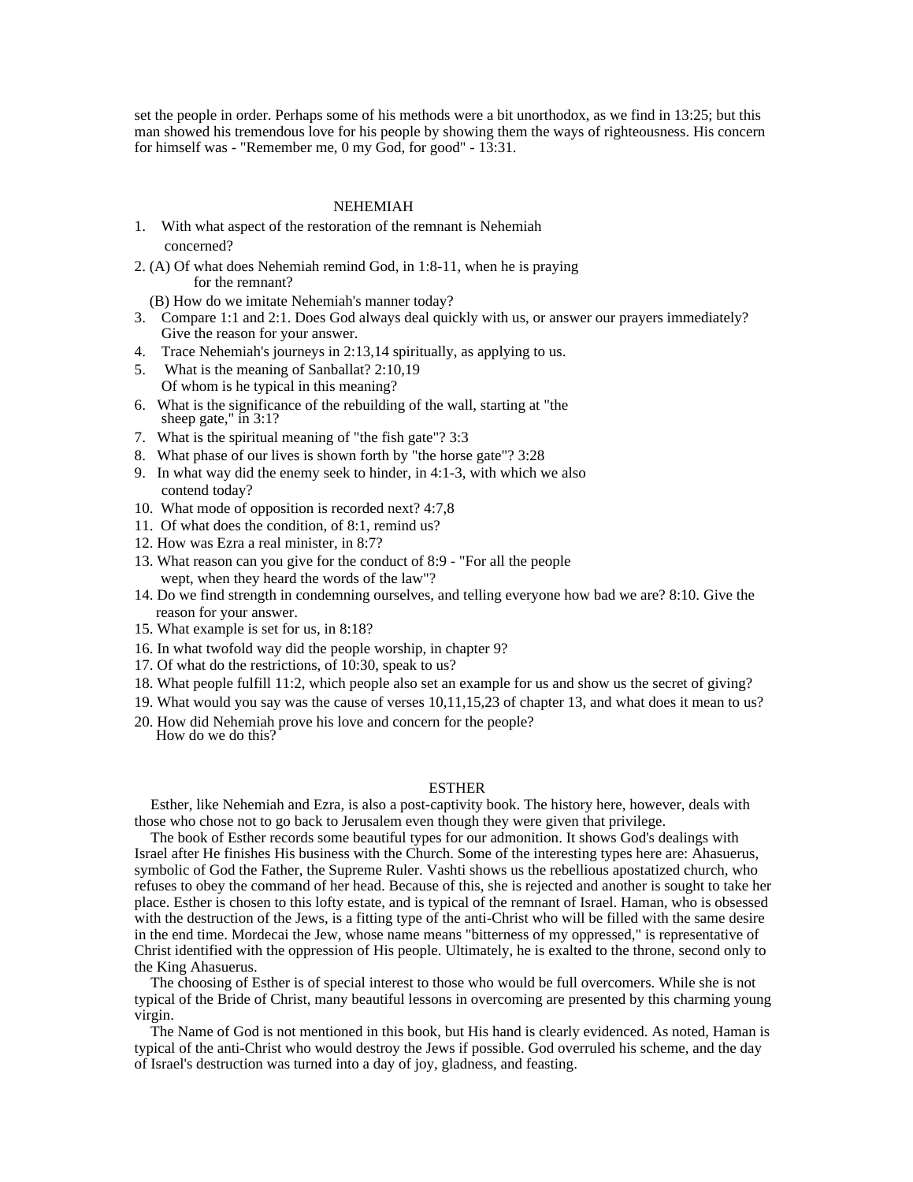set the people in order. Perhaps some of his methods were a bit unorthodox, as we find in 13:25; but this man showed his tremendous love for his people by showing them the ways of righteousness. His concern for himself was - "Remember me, 0 my God, for good" - 13:31.

## NEHEMIAH

1. With what aspect of the restoration of the remnant is Nehemiah concerned?
2. (A) Of what does Nehemiah remind God, in 1:8-11, when he is praying for the remnant?
   (B) How do we imitate Nehemiah's manner today?
3. Compare 1:1 and 2:1. Does God always deal quickly with us, or answer our prayers immediately? Give the reason for your answer.
4. Trace Nehemiah's journeys in 2:13,14 spiritually, as applying to us.
5. What is the meaning of Sanballat? 2:10,19
   Of whom is he typical in this meaning?
6. What is the significance of the rebuilding of the wall, starting at "the sheep gate," in 3:1?
7. What is the spiritual meaning of "the fish gate"? 3:3
8. What phase of our lives is shown forth by "the horse gate"? 3:28
9. In what way did the enemy seek to hinder, in 4:1-3, with which we also contend today?
10. What mode of opposition is recorded next? 4:7,8
11. Of what does the condition, of 8:1, remind us?
12. How was Ezra a real minister, in 8:7?
13. What reason can you give for the conduct of 8:9 - "For all the people wept, when they heard the words of the law"?
14. Do we find strength in condemning ourselves, and telling everyone how bad we are? 8:10. Give the reason for your answer.
15. What example is set for us, in 8:18?
16. In what twofold way did the people worship, in chapter 9?
17. Of what do the restrictions, of 10:30, speak to us?
18. What people fulfill 11:2, which people also set an example for us and show us the secret of giving?
19. What would you say was the cause of verses 10,11,15,23 of chapter 13, and what does it mean to us?
20. How did Nehemiah prove his love and concern for the people?
    How do we do this?

## ESTHER

Esther, like Nehemiah and Ezra, is also a post-captivity book. The history here, however, deals with those who chose not to go back to Jerusalem even though they were given that privilege.

The book of Esther records some beautiful types for our admonition. It shows God's dealings with Israel after He finishes His business with the Church. Some of the interesting types here are: Ahasuerus, symbolic of God the Father, the Supreme Ruler. Vashti shows us the rebellious apostatized church, who refuses to obey the command of her head. Because of this, she is rejected and another is sought to take her place. Esther is chosen to this lofty estate, and is typical of the remnant of Israel. Haman, who is obsessed with the destruction of the Jews, is a fitting type of the anti-Christ who will be filled with the same desire in the end time. Mordecai the Jew, whose name means "bitterness of my oppressed," is representative of Christ identified with the oppression of His people. Ultimately, he is exalted to the throne, second only to the King Ahasuerus.

The choosing of Esther is of special interest to those who would be full overcomers. While she is not typical of the Bride of Christ, many beautiful lessons in overcoming are presented by this charming young virgin.

The Name of God is not mentioned in this book, but His hand is clearly evidenced. As noted, Haman is typical of the anti-Christ who would destroy the Jews if possible. God overruled his scheme, and the day of Israel's destruction was turned into a day of joy, gladness, and feasting.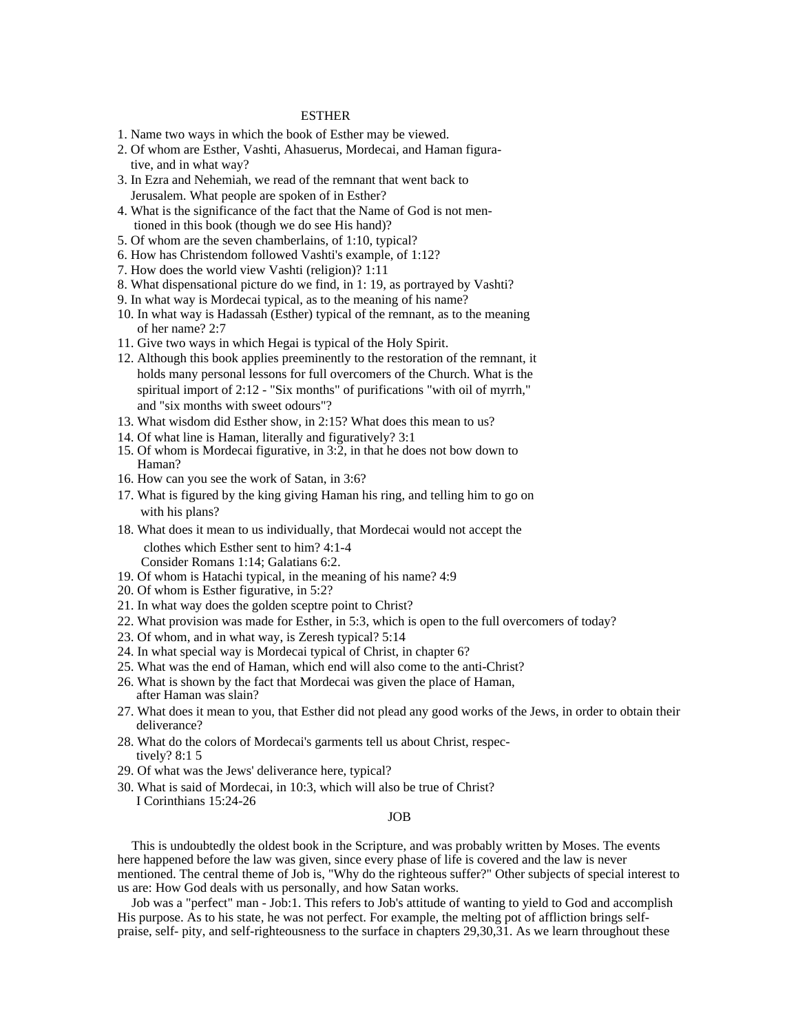## ESTHER

1. Name two ways in which the book of Esther may be viewed.
2. Of whom are Esther, Vashti, Ahasuerus, Mordecai, and Haman figurative, and in what way?
3. In Ezra and Nehemiah, we read of the remnant that went back to Jerusalem. What people are spoken of in Esther?
4. What is the significance of the fact that the Name of God is not mentioned in this book (though we do see His hand)?
5. Of whom are the seven chamberlains, of 1:10, typical?
6. How has Christendom followed Vashti's example, of 1:12?
7. How does the world view Vashti (religion)? 1:11
8. What dispensational picture do we find, in 1: 19, as portrayed by Vashti?
9. In what way is Mordecai typical, as to the meaning of his name?
10. In what way is Hadassah (Esther) typical of the remnant, as to the meaning of her name? 2:7
11. Give two ways in which Hegai is typical of the Holy Spirit.
12. Although this book applies preeminently to the restoration of the remnant, it holds many personal lessons for full overcomers of the Church. What is the spiritual import of 2:12 - "Six months" of purifications "with oil of myrrh," and "six months with sweet odours"?
13. What wisdom did Esther show, in 2:15? What does this mean to us?
14. Of what line is Haman, literally and figuratively? 3:1
15. Of whom is Mordecai figurative, in 3:2, in that he does not bow down to Haman?
16. How can you see the work of Satan, in 3:6?
17. What is figured by the king giving Haman his ring, and telling him to go on with his plans?
18. What does it mean to us individually, that Mordecai would not accept the clothes which Esther sent to him? 4:1-4
    Consider Romans 1:14; Galatians 6:2.
19. Of whom is Hatachi typical, in the meaning of his name? 4:9
20. Of whom is Esther figurative, in 5:2?
21. In what way does the golden sceptre point to Christ?
22. What provision was made for Esther, in 5:3, which is open to the full overcomers of today?
23. Of whom, and in what way, is Zeresh typical? 5:14
24. In what special way is Mordecai typical of Christ, in chapter 6?
25. What was the end of Haman, which end will also come to the anti-Christ?
26. What is shown by the fact that Mordecai was given the place of Haman, after Haman was slain?
27. What does it mean to you, that Esther did not plead any good works of the Jews, in order to obtain their deliverance?
28. What do the colors of Mordecai's garments tell us about Christ, respectively? 8:1 5
29. Of what was the Jews' deliverance here, typical?
30. What is said of Mordecai, in 10:3, which will also be true of Christ? I Corinthians 15:24-26

## JOB

This is undoubtedly the oldest book in the Scripture, and was probably written by Moses. The events here happened before the law was given, since every phase of life is covered and the law is never mentioned. The central theme of Job is, "Why do the righteous suffer?" Other subjects of special interest to us are: How God deals with us personally, and how Satan works.

Job was a "perfect" man - Job:1. This refers to Job's attitude of wanting to yield to God and accomplish His purpose. As to his state, he was not perfect. For example, the melting pot of affliction brings self-praise, self- pity, and self-righteousness to the surface in chapters 29,30,31. As we learn throughout these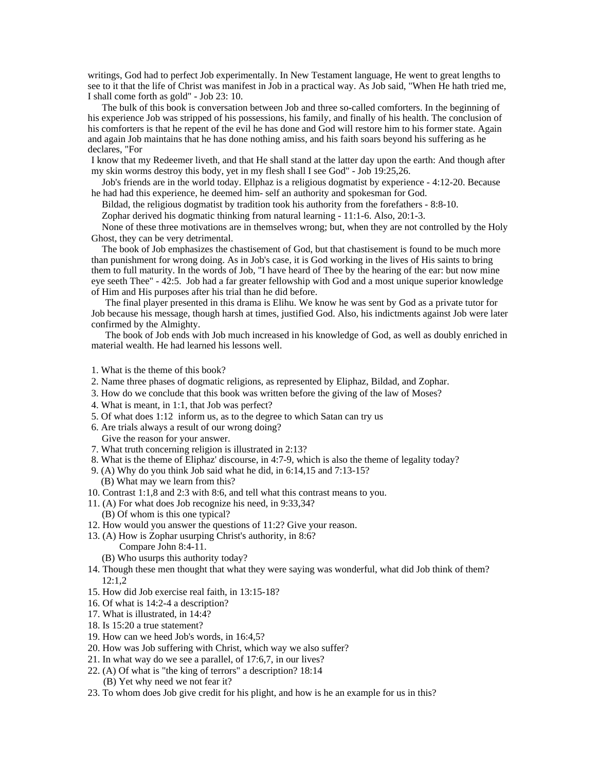writings, God had to perfect Job experimentally. In New Testament language, He went to great lengths to see to it that the life of Christ was manifest in Job in a practical way. As Job said, "When He hath tried me, I shall come forth as gold" - Job 23: 10.

The bulk of this book is conversation between Job and three so-called comforters. In the beginning of his experience Job was stripped of his possessions, his family, and finally of his health. The conclusion of his comforters is that he repent of the evil he has done and God will restore him to his former state. Again and again Job maintains that he has done nothing amiss, and his faith soars beyond his suffering as he declares, "For I know that my Redeemer liveth, and that He shall stand at the latter day upon the earth: And though after my skin worms destroy this body, yet in my flesh shall I see God" - Job 19:25,26.

Job's friends are in the world today. Ellphaz is a religious dogmatist by experience - 4:12-20. Because he had had this experience, he deemed him- self an authority and spokesman for God.

Bildad, the religious dogmatist by tradition took his authority from the forefathers - 8:8-10.

Zophar derived his dogmatic thinking from natural learning - 11:1-6. Also, 20:1-3.

None of these three motivations are in themselves wrong; but, when they are not controlled by the Holy Ghost, they can be very detrimental.

The book of Job emphasizes the chastisement of God, but that chastisement is found to be much more than punishment for wrong doing. As in Job's case, it is God working in the lives of His saints to bring them to full maturity. In the words of Job, "I have heard of Thee by the hearing of the ear: but now mine eye seeth Thee" - 42:5. Job had a far greater fellowship with God and a most unique superior knowledge of Him and His purposes after his trial than he did before.

The final player presented in this drama is Elihu. We know he was sent by God as a private tutor for Job because his message, though harsh at times, justified God. Also, his indictments against Job were later confirmed by the Almighty.

The book of Job ends with Job much increased in his knowledge of God, as well as doubly enriched in material wealth. He had learned his lessons well.

1. What is the theme of this book?
2. Name three phases of dogmatic religions, as represented by Eliphaz, Bildad, and Zophar.
3. How do we conclude that this book was written before the giving of the law of Moses?
4. What is meant, in 1:1, that Job was perfect?
5. Of what does 1:12 inform us, as to the degree to which Satan can try us
6. Are trials always a result of our wrong doing?
   Give the reason for your answer.
7. What truth concerning religion is illustrated in 2:13?
8. What is the theme of Eliphaz' discourse, in 4:7-9, which is also the theme of legality today?
9. (A) Why do you think Job said what he did, in 6:14,15 and 7:13-15?
   (B) What may we learn from this?
10. Contrast 1:1,8 and 2:3 with 8:6, and tell what this contrast means to you.
11. (A) For what does Job recognize his need, in 9:33,34?
    (B) Of whom is this one typical?
12. How would you answer the questions of 11:2? Give your reason.
13. (A) How is Zophar usurping Christ's authority, in 8:6?
    Compare John 8:4-11.
    (B) Who usurps this authority today?
14. Though these men thought that what they were saying was wonderful, what did Job think of them? 12:1,2
15. How did Job exercise real faith, in 13:15-18?
16. Of what is 14:2-4 a description?
17. What is illustrated, in 14:4?
18. Is 15:20 a true statement?
19. How can we heed Job's words, in 16:4,5?
20. How was Job suffering with Christ, which way we also suffer?
21. In what way do we see a parallel, of 17:6,7, in our lives?
22. (A) Of what is "the king of terrors" a description? 18:14
    (B) Yet why need we not fear it?
23. To whom does Job give credit for his plight, and how is he an example for us in this?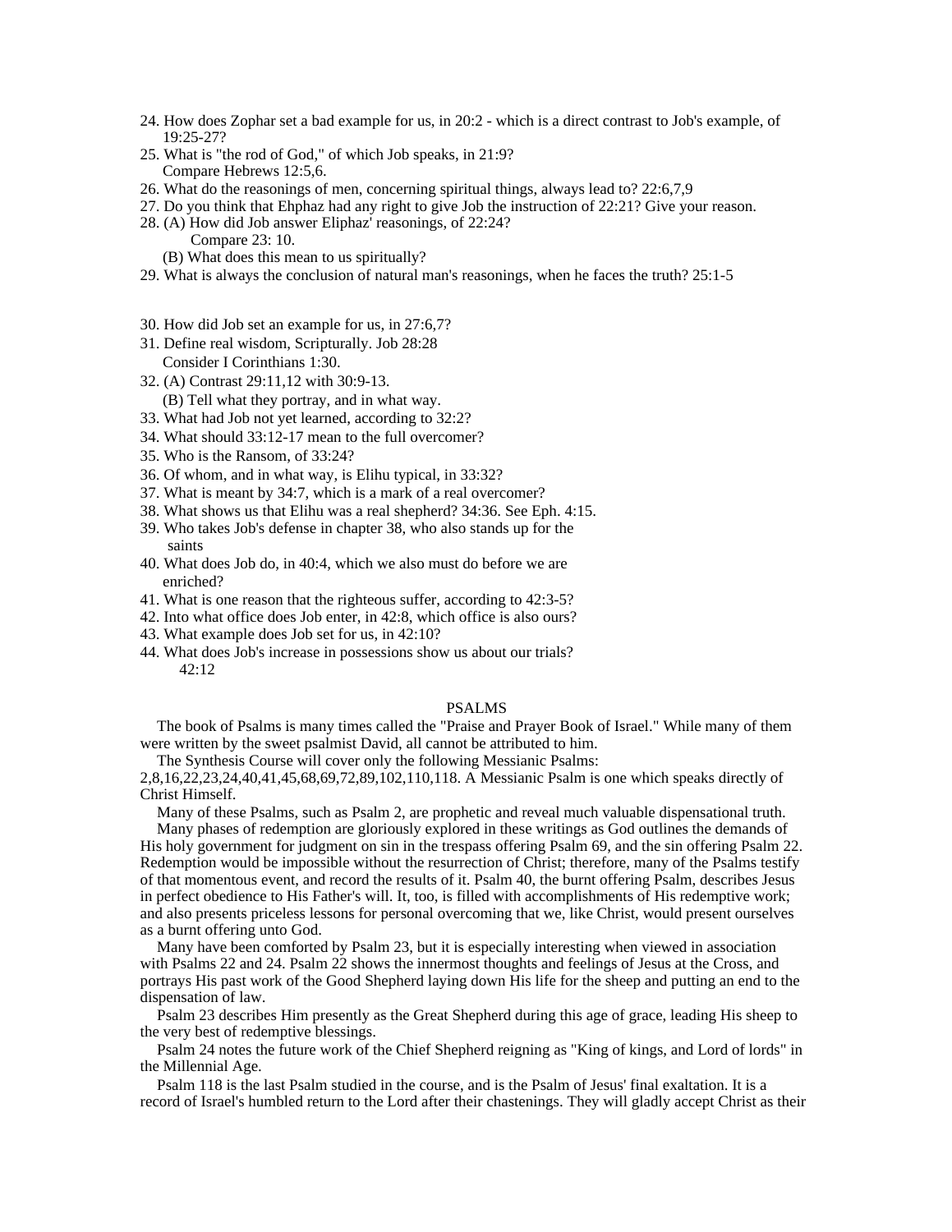24. How does Zophar set a bad example for us, in 20:2 - which is a direct contrast to Job's example, of 19:25-27?
25. What is "the rod of God," of which Job speaks, in 21:9?
    Compare Hebrews 12:5,6.
26. What do the reasonings of men, concerning spiritual things, always lead to? 22:6,7,9
27. Do you think that Ehphaz had any right to give Job the instruction of 22:21? Give your reason.
28. (A) How did Job answer Eliphaz' reasonings, of 22:24?
        Compare 23: 10.
    (B) What does this mean to us spiritually?
29. What is always the conclusion of natural man's reasonings, when he faces the truth? 25:1-5

30. How did Job set an example for us, in 27:6,7?
31. Define real wisdom, Scripturally. Job 28:28
    Consider I Corinthians 1:30.
32. (A) Contrast 29:11,12 with 30:9-13.
    (B) Tell what they portray, and in what way.
33. What had Job not yet learned, according to 32:2?
34. What should 33:12-17 mean to the full overcomer?
35. Who is the Ransom, of 33:24?
36. Of whom, and in what way, is Elihu typical, in 33:32?
37. What is meant by 34:7, which is a mark of a real overcomer?
38. What shows us that Elihu was a real shepherd? 34:36. See Eph. 4:15.
39. Who takes Job's defense in chapter 38, who also stands up for the saints
40. What does Job do, in 40:4, which we also must do before we are enriched?
41. What is one reason that the righteous suffer, according to 42:3-5?
42. Into what office does Job enter, in 42:8, which office is also ours?
43. What example does Job set for us, in 42:10?
44. What does Job's increase in possessions show us about our trials?
    42:12

## PSALMS

The book of Psalms is many times called the "Praise and Prayer Book of Israel." While many of them were written by the sweet psalmist David, all cannot be attributed to him.

The Synthesis Course will cover only the following Messianic Psalms: 2,8,16,22,23,24,40,41,45,68,69,72,89,102,110,118. A Messianic Psalm is one which speaks directly of Christ Himself.

Many of these Psalms, such as Psalm 2, are prophetic and reveal much valuable dispensational truth.

Many phases of redemption are gloriously explored in these writings as God outlines the demands of His holy government for judgment on sin in the trespass offering Psalm 69, and the sin offering Psalm 22. Redemption would be impossible without the resurrection of Christ; therefore, many of the Psalms testify of that momentous event, and record the results of it. Psalm 40, the burnt offering Psalm, describes Jesus in perfect obedience to His Father's will. It, too, is filled with accomplishments of His redemptive work; and also presents priceless lessons for personal overcoming that we, like Christ, would present ourselves as a burnt offering unto God.

Many have been comforted by Psalm 23, but it is especially interesting when viewed in association with Psalms 22 and 24. Psalm 22 shows the innermost thoughts and feelings of Jesus at the Cross, and portrays His past work of the Good Shepherd laying down His life for the sheep and putting an end to the dispensation of law.

Psalm 23 describes Him presently as the Great Shepherd during this age of grace, leading His sheep to the very best of redemptive blessings.

Psalm 24 notes the future work of the Chief Shepherd reigning as "King of kings, and Lord of lords" in the Millennial Age.

Psalm 118 is the last Psalm studied in the course, and is the Psalm of Jesus' final exaltation. It is a record of Israel's humbled return to the Lord after their chastenings. They will gladly accept Christ as their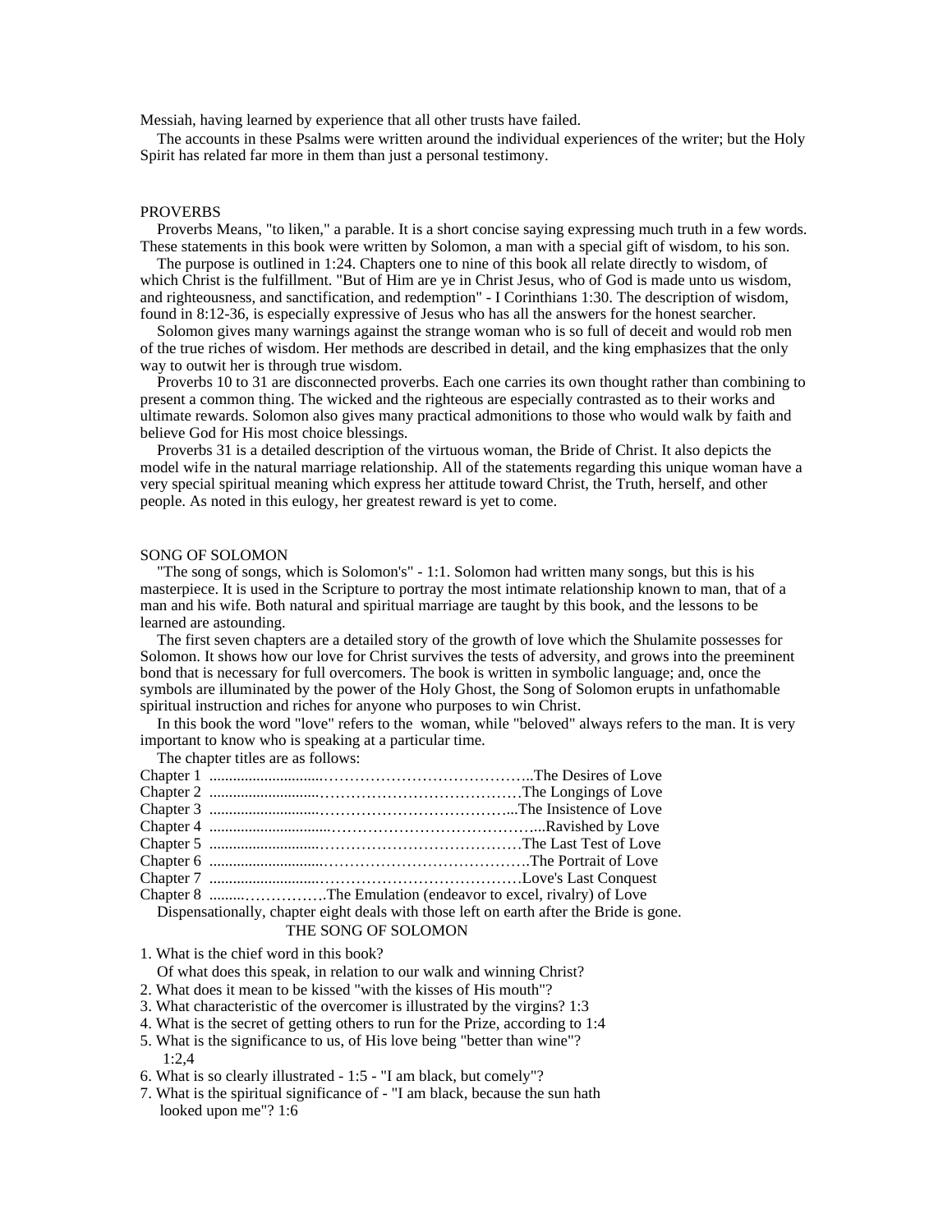Messiah, having learned by experience that all other trusts have failed.

The accounts in these Psalms were written around the individual experiences of the writer; but the Holy Spirit has related far more in them than just a personal testimony.

## PROVERBS

Proverbs Means, "to liken," a parable. It is a short concise saying expressing much truth in a few words. These statements in this book were written by Solomon, a man with a special gift of wisdom, to his son.

The purpose is outlined in 1:24. Chapters one to nine of this book all relate directly to wisdom, of which Christ is the fulfillment. "But of Him are ye in Christ Jesus, who of God is made unto us wisdom, and righteousness, and sanctification, and redemption" - I Corinthians 1:30. The description of wisdom, found in 8:12-36, is especially expressive of Jesus who has all the answers for the honest searcher.

Solomon gives many warnings against the strange woman who is so full of deceit and would rob men of the true riches of wisdom. Her methods are described in detail, and the king emphasizes that the only way to outwit her is through true wisdom.

Proverbs 10 to 31 are disconnected proverbs. Each one carries its own thought rather than combining to present a common thing. The wicked and the righteous are especially contrasted as to their works and ultimate rewards. Solomon also gives many practical admonitions to those who would walk by faith and believe God for His most choice blessings.

Proverbs 31 is a detailed description of the virtuous woman, the Bride of Christ. It also depicts the model wife in the natural marriage relationship. All of the statements regarding this unique woman have a very special spiritual meaning which express her attitude toward Christ, the Truth, herself, and other people. As noted in this eulogy, her greatest reward is yet to come.

## SONG OF SOLOMON

"The song of songs, which is Solomon's" - 1:1. Solomon had written many songs, but this is his masterpiece. It is used in the Scripture to portray the most intimate relationship known to man, that of a man and his wife. Both natural and spiritual marriage are taught by this book, and the lessons to be learned are astounding.

The first seven chapters are a detailed story of the growth of love which the Shulamite possesses for Solomon. It shows how our love for Christ survives the tests of adversity, and grows into the preeminent bond that is necessary for full overcomers. The book is written in symbolic language; and, once the symbols are illuminated by the power of the Holy Ghost, the Song of Solomon erupts in unfathomable spiritual instruction and riches for anyone who purposes to win Christ.

In this book the word "love" refers to the woman, while "beloved" always refers to the man. It is very important to know who is speaking at a particular time.

The chapter titles are as follows:

Chapter 1 ........................................................................The Desires of Love
Chapter 2 ......................................................................The Longings of Love
Chapter 3 .....................................................................The Insistence of Love
Chapter 4 .........................................................................Ravished by Love
Chapter 5 ......................................................................The Last Test of Love
Chapter 6 .......................................................................The Portrait of Love
Chapter 7 ......................................................................Love's Last Conquest
Chapter 8 .........................The Emulation (endeavor to excel, rivalry) of Love

Dispensationally, chapter eight deals with those left on earth after the Bride is gone.

### THE SONG OF SOLOMON

1. What is the chief word in this book?
   Of what does this speak, in relation to our walk and winning Christ?
2. What does it mean to be kissed "with the kisses of His mouth"?
3. What characteristic of the overcomer is illustrated by the virgins? 1:3
4. What is the secret of getting others to run for the Prize, according to 1:4
5. What is the significance to us, of His love being "better than wine"? 1:2,4
6. What is so clearly illustrated - 1:5 - "I am black, but comely"?
7. What is the spiritual significance of - "I am black, because the sun hath looked upon me"? 1:6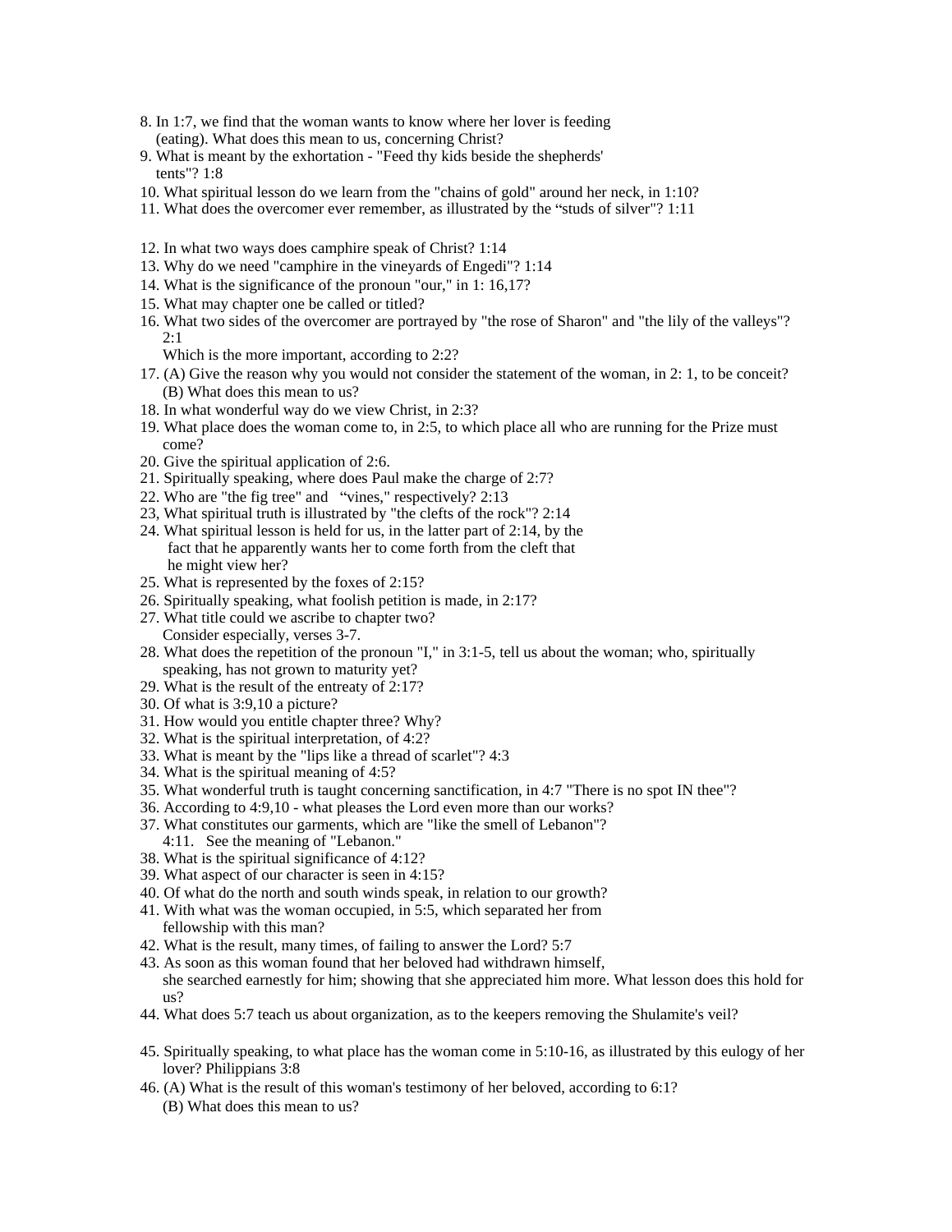8. In 1:7, we find that the woman wants to know where her lover is feeding (eating). What does this mean to us, concerning Christ?
9. What is meant by the exhortation - "Feed thy kids beside the shepherds' tents"? 1:8
10. What spiritual lesson do we learn from the "chains of gold" around her neck, in 1:10?
11. What does the overcomer ever remember, as illustrated by the “studs of silver"? 1:11

12. In what two ways does camphire speak of Christ? 1:14
13. Why do we need "camphire in the vineyards of Engedi"? 1:14
14. What is the significance of the pronoun "our," in 1: 16,17?
15. What may chapter one be called or titled?
16. What two sides of the overcomer are portrayed by "the rose of Sharon" and "the lily of the valleys"? 2:1
    Which is the more important, according to 2:2?
17. (A) Give the reason why you would not consider the statement of the woman, in 2: 1, to be conceit?
    (B) What does this mean to us?
18. In what wonderful way do we view Christ, in 2:3?
19. What place does the woman come to, in 2:5, to which place all who are running for the Prize must come?
20. Give the spiritual application of 2:6.
21. Spiritually speaking, where does Paul make the charge of 2:7?
22. Who are "the fig tree" and "vines," respectively? 2:13
23, What spiritual truth is illustrated by "the clefts of the rock"? 2:14
24. What spiritual lesson is held for us, in the latter part of 2:14, by the fact that he apparently wants her to come forth from the cleft that he might view her?
25. What is represented by the foxes of 2:15?
26. Spiritually speaking, what foolish petition is made, in 2:17?
27. What title could we ascribe to chapter two?
    Consider especially, verses 3-7.
28. What does the repetition of the pronoun "I," in 3:1-5, tell us about the woman; who, spiritually speaking, has not grown to maturity yet?
29. What is the result of the entreaty of 2:17?
30. Of what is 3:9,10 a picture?
31. How would you entitle chapter three? Why?
32. What is the spiritual interpretation, of 4:2?
33. What is meant by the "lips like a thread of scarlet"? 4:3
34. What is the spiritual meaning of 4:5?
35. What wonderful truth is taught concerning sanctification, in 4:7 "There is no spot IN thee"?
36. According to 4:9,10 - what pleases the Lord even more than our works?
37. What constitutes our garments, which are "like the smell of Lebanon"?
    4:11. See the meaning of "Lebanon."
38. What is the spiritual significance of 4:12?
39. What aspect of our character is seen in 4:15?
40. Of what do the north and south winds speak, in relation to our growth?
41. With what was the woman occupied, in 5:5, which separated her from fellowship with this man?
42. What is the result, many times, of failing to answer the Lord? 5:7
43. As soon as this woman found that her beloved had withdrawn himself, she searched earnestly for him; showing that she appreciated him more. What lesson does this hold for us?
44. What does 5:7 teach us about organization, as to the keepers removing the Shulamite's veil?

45. Spiritually speaking, to what place has the woman come in 5:10-16, as illustrated by this eulogy of her lover? Philippians 3:8
46. (A) What is the result of this woman's testimony of her beloved, according to 6:1?
    (B) What does this mean to us?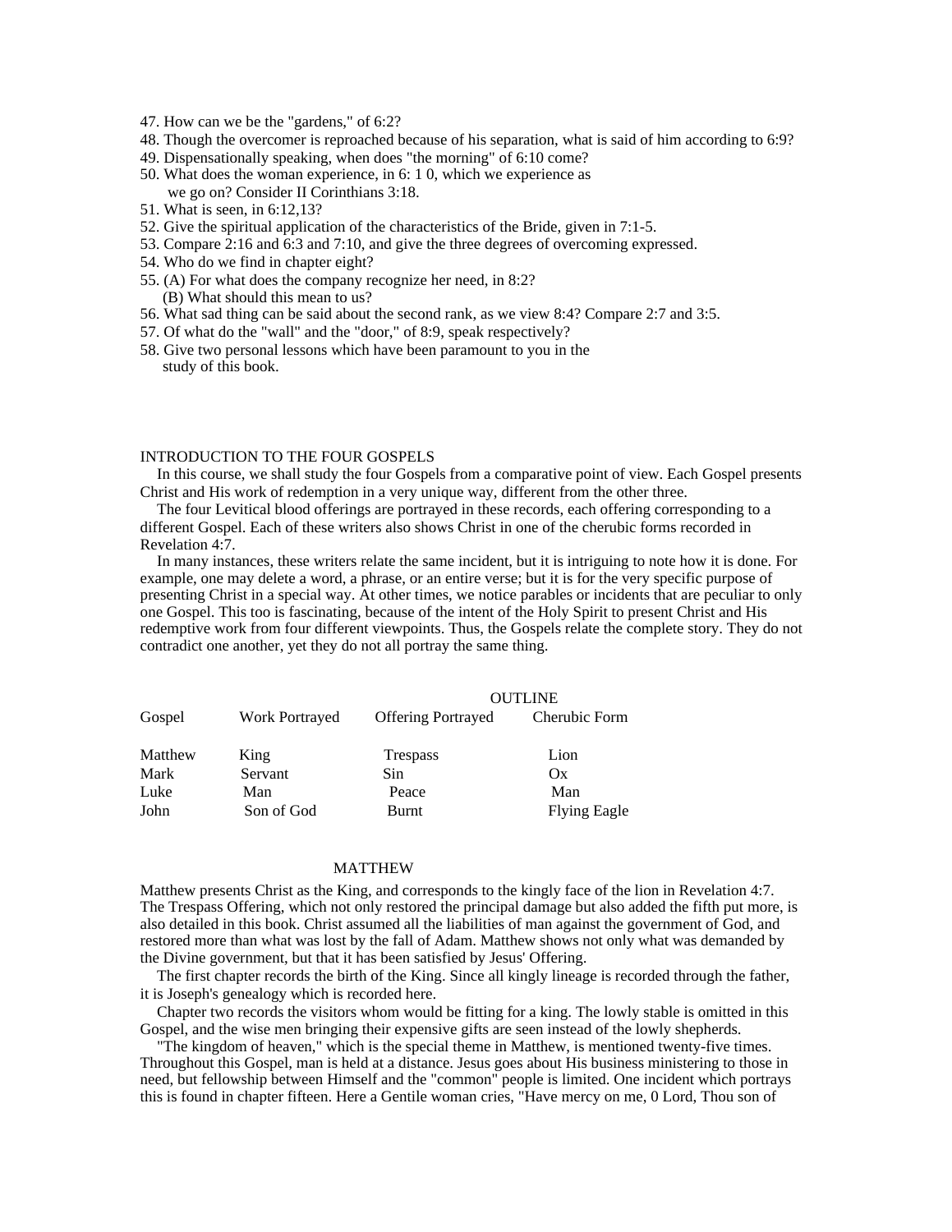47. How can we be the "gardens," of 6:2?
48. Though the overcomer is reproached because of his separation, what is said of him according to 6:9?
49. Dispensationally speaking, when does "the morning" of 6:10 come?
50. What does the woman experience, in 6: 1 0, which we experience as we go on? Consider II Corinthians 3:18.
51. What is seen, in 6:12,13?
52. Give the spiritual application of the characteristics of the Bride, given in 7:1-5.
53. Compare 2:16 and 6:3 and 7:10, and give the three degrees of overcoming expressed.
54. Who do we find in chapter eight?
55. (A) For what does the company recognize her need, in 8:2?
    (B) What should this mean to us?
56. What sad thing can be said about the second rank, as we view 8:4? Compare 2:7 and 3:5.
57. Of what do the "wall" and the "door," of 8:9, speak respectively?
58. Give two personal lessons which have been paramount to you in the study of this book.

## INTRODUCTION TO THE FOUR GOSPELS

In this course, we shall study the four Gospels from a comparative point of view. Each Gospel presents Christ and His work of redemption in a very unique way, different from the other three.

The four Levitical blood offerings are portrayed in these records, each offering corresponding to a different Gospel. Each of these writers also shows Christ in one of the cherubic forms recorded in Revelation 4:7.

In many instances, these writers relate the same incident, but it is intriguing to note how it is done. For example, one may delete a word, a phrase, or an entire verse; but it is for the very specific purpose of presenting Christ in a special way. At other times, we notice parables or incidents that are peculiar to only one Gospel. This too is fascinating, because of the intent of the Holy Spirit to present Christ and His redemptive work from four different viewpoints. Thus, the Gospels relate the complete story. They do not contradict one another, yet they do not all portray the same thing.

### OUTLINE

| Gospel | Work Portrayed | Offering Portrayed | Cherubic Form |
|---|---|---|---|
| Matthew | King | Trespass | Lion |
| Mark | Servant | Sin | Ox |
| Luke | Man | Peace | Man |
| John | Son of God | Burnt | Flying Eagle |

## MATTHEW

Matthew presents Christ as the King, and corresponds to the kingly face of the lion in Revelation 4:7. The Trespass Offering, which not only restored the principal damage but also added the fifth put more, is also detailed in this book. Christ assumed all the liabilities of man against the government of God, and restored more than what was lost by the fall of Adam. Matthew shows not only what was demanded by the Divine government, but that it has been satisfied by Jesus' Offering.

The first chapter records the birth of the King. Since all kingly lineage is recorded through the father, it is Joseph's genealogy which is recorded here.

Chapter two records the visitors whom would be fitting for a king. The lowly stable is omitted in this Gospel, and the wise men bringing their expensive gifts are seen instead of the lowly shepherds.

"The kingdom of heaven," which is the special theme in Matthew, is mentioned twenty-five times. Throughout this Gospel, man is held at a distance. Jesus goes about His business ministering to those in need, but fellowship between Himself and the "common" people is limited. One incident which portrays this is found in chapter fifteen. Here a Gentile woman cries, "Have mercy on me, 0 Lord, Thou son of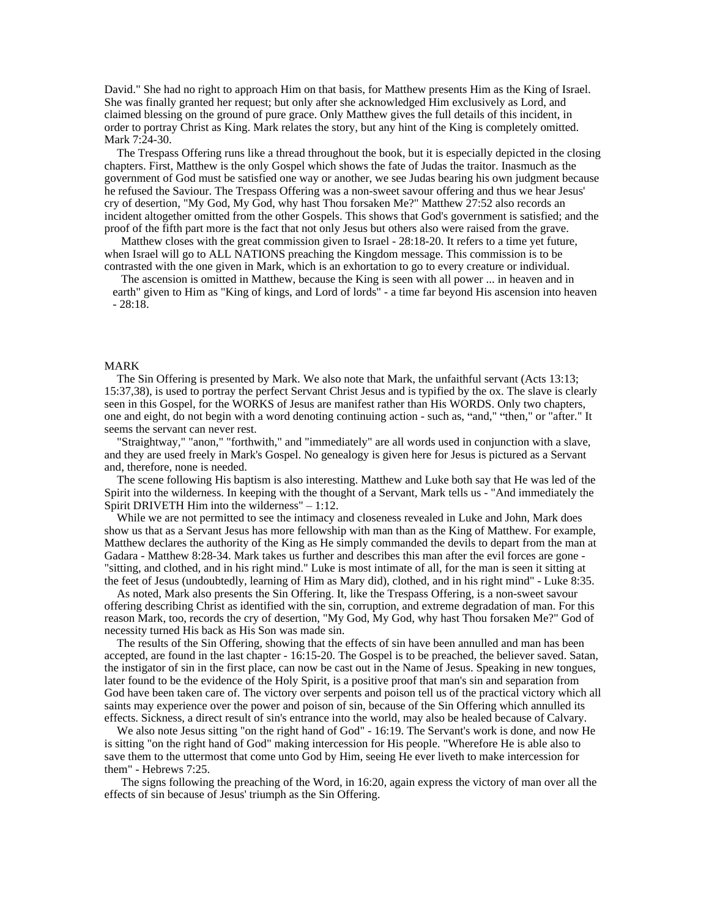David." She had no right to approach Him on that basis, for Matthew presents Him as the King of Israel. She was finally granted her request; but only after she acknowledged Him exclusively as Lord, and claimed blessing on the ground of pure grace. Only Matthew gives the full details of this incident, in order to portray Christ as King. Mark relates the story, but any hint of the King is completely omitted. Mark 7:24-30.

The Trespass Offering runs like a thread throughout the book, but it is especially depicted in the closing chapters. First, Matthew is the only Gospel which shows the fate of Judas the traitor. Inasmuch as the government of God must be satisfied one way or another, we see Judas bearing his own judgment because he refused the Saviour. The Trespass Offering was a non-sweet savour offering and thus we hear Jesus' cry of desertion, "My God, My God, why hast Thou forsaken Me?" Matthew 27:52 also records an incident altogether omitted from the other Gospels. This shows that God's government is satisfied; and the proof of the fifth part more is the fact that not only Jesus but others also were raised from the grave.

Matthew closes with the great commission given to Israel - 28:18-20. It refers to a time yet future, when Israel will go to ALL NATIONS preaching the Kingdom message. This commission is to be contrasted with the one given in Mark, which is an exhortation to go to every creature or individual.

The ascension is omitted in Matthew, because the King is seen with all power ... in heaven and in earth" given to Him as "King of kings, and Lord of lords" - a time far beyond His ascension into heaven - 28:18.

## MARK

The Sin Offering is presented by Mark. We also note that Mark, the unfaithful servant (Acts 13:13; 15:37,38), is used to portray the perfect Servant Christ Jesus and is typified by the ox. The slave is clearly seen in this Gospel, for the WORKS of Jesus are manifest rather than His WORDS. Only two chapters, one and eight, do not begin with a word denoting continuing action - such as, "and," "then," or "after." It seems the servant can never rest.

"Straightway," "anon," "forthwith," and "immediately" are all words used in conjunction with a slave, and they are used freely in Mark's Gospel. No genealogy is given here for Jesus is pictured as a Servant and, therefore, none is needed.

The scene following His baptism is also interesting. Matthew and Luke both say that He was led of the Spirit into the wilderness. In keeping with the thought of a Servant, Mark tells us - "And immediately the Spirit DRIVETH Him into the wilderness" – 1:12.

While we are not permitted to see the intimacy and closeness revealed in Luke and John, Mark does show us that as a Servant Jesus has more fellowship with man than as the King of Matthew. For example, Matthew declares the authority of the King as He simply commanded the devils to depart from the man at Gadara - Matthew 8:28-34. Mark takes us further and describes this man after the evil forces are gone - "sitting, and clothed, and in his right mind." Luke is most intimate of all, for the man is seen it sitting at the feet of Jesus (undoubtedly, learning of Him as Mary did), clothed, and in his right mind" - Luke 8:35.

As noted, Mark also presents the Sin Offering. It, like the Trespass Offering, is a non-sweet savour offering describing Christ as identified with the sin, corruption, and extreme degradation of man. For this reason Mark, too, records the cry of desertion, "My God, My God, why hast Thou forsaken Me?" God of necessity turned His back as His Son was made sin.

The results of the Sin Offering, showing that the effects of sin have been annulled and man has been accepted, are found in the last chapter - 16:15-20. The Gospel is to be preached, the believer saved. Satan, the instigator of sin in the first place, can now be cast out in the Name of Jesus. Speaking in new tongues, later found to be the evidence of the Holy Spirit, is a positive proof that man's sin and separation from God have been taken care of. The victory over serpents and poison tell us of the practical victory which all saints may experience over the power and poison of sin, because of the Sin Offering which annulled its effects. Sickness, a direct result of sin's entrance into the world, may also be healed because of Calvary.

We also note Jesus sitting "on the right hand of God" - 16:19. The Servant's work is done, and now He is sitting "on the right hand of God" making intercession for His people. "Wherefore He is able also to save them to the uttermost that come unto God by Him, seeing He ever liveth to make intercession for them" - Hebrews 7:25.

The signs following the preaching of the Word, in 16:20, again express the victory of man over all the effects of sin because of Jesus' triumph as the Sin Offering.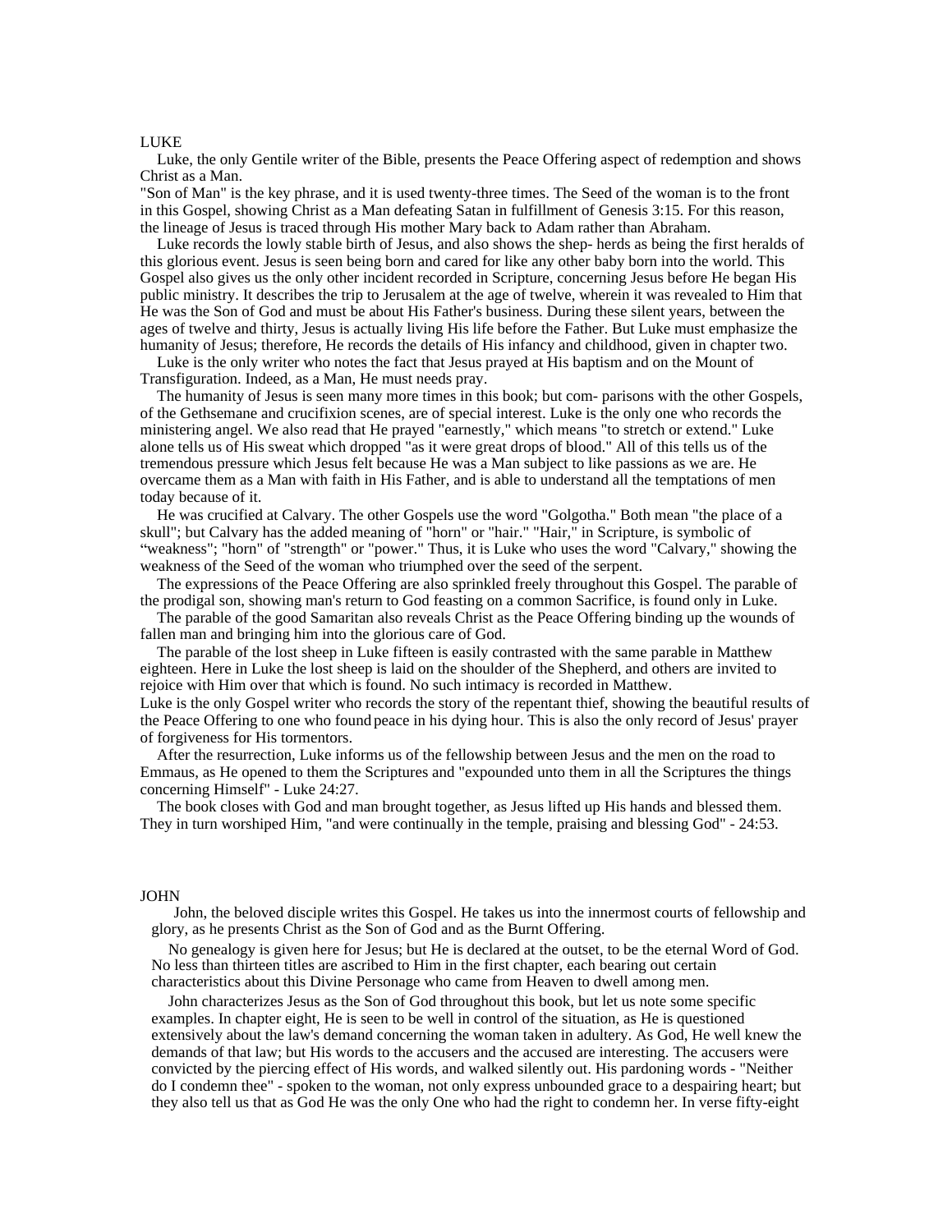## LUKE

Luke, the only Gentile writer of the Bible, presents the Peace Offering aspect of redemption and shows Christ as a Man.

"Son of Man" is the key phrase, and it is used twenty-three times. The Seed of the woman is to the front in this Gospel, showing Christ as a Man defeating Satan in fulfillment of Genesis 3:15. For this reason, the lineage of Jesus is traced through His mother Mary back to Adam rather than Abraham.

Luke records the lowly stable birth of Jesus, and also shows the shep- herds as being the first heralds of this glorious event. Jesus is seen being born and cared for like any other baby born into the world. This Gospel also gives us the only other incident recorded in Scripture, concerning Jesus before He began His public ministry. It describes the trip to Jerusalem at the age of twelve, wherein it was revealed to Him that He was the Son of God and must be about His Father's business. During these silent years, between the ages of twelve and thirty, Jesus is actually living His life before the Father. But Luke must emphasize the humanity of Jesus; therefore, He records the details of His infancy and childhood, given in chapter two.

Luke is the only writer who notes the fact that Jesus prayed at His baptism and on the Mount of Transfiguration. Indeed, as a Man, He must needs pray.

The humanity of Jesus is seen many more times in this book; but com- parisons with the other Gospels, of the Gethsemane and crucifixion scenes, are of special interest. Luke is the only one who records the ministering angel. We also read that He prayed "earnestly," which means "to stretch or extend." Luke alone tells us of His sweat which dropped "as it were great drops of blood." All of this tells us of the tremendous pressure which Jesus felt because He was a Man subject to like passions as we are. He overcame them as a Man with faith in His Father, and is able to understand all the temptations of men today because of it.

He was crucified at Calvary. The other Gospels use the word "Golgotha." Both mean "the place of a skull"; but Calvary has the added meaning of "horn" or "hair." "Hair," in Scripture, is symbolic of "weakness"; "horn" of "strength" or "power." Thus, it is Luke who uses the word "Calvary," showing the weakness of the Seed of the woman who triumphed over the seed of the serpent.

The expressions of the Peace Offering are also sprinkled freely throughout this Gospel. The parable of the prodigal son, showing man's return to God feasting on a common Sacrifice, is found only in Luke.

The parable of the good Samaritan also reveals Christ as the Peace Offering binding up the wounds of fallen man and bringing him into the glorious care of God.

The parable of the lost sheep in Luke fifteen is easily contrasted with the same parable in Matthew eighteen. Here in Luke the lost sheep is laid on the shoulder of the Shepherd, and others are invited to rejoice with Him over that which is found. No such intimacy is recorded in Matthew.

Luke is the only Gospel writer who records the story of the repentant thief, showing the beautiful results of the Peace Offering to one who found peace in his dying hour. This is also the only record of Jesus' prayer of forgiveness for His tormentors.

After the resurrection, Luke informs us of the fellowship between Jesus and the men on the road to Emmaus, as He opened to them the Scriptures and "expounded unto them in all the Scriptures the things concerning Himself" - Luke 24:27.

The book closes with God and man brought together, as Jesus lifted up His hands and blessed them. They in turn worshiped Him, "and were continually in the temple, praising and blessing God" - 24:53.

## JOHN

John, the beloved disciple writes this Gospel. He takes us into the innermost courts of fellowship and glory, as he presents Christ as the Son of God and as the Burnt Offering.

No genealogy is given here for Jesus; but He is declared at the outset, to be the eternal Word of God. No less than thirteen titles are ascribed to Him in the first chapter, each bearing out certain characteristics about this Divine Personage who came from Heaven to dwell among men.

John characterizes Jesus as the Son of God throughout this book, but let us note some specific examples. In chapter eight, He is seen to be well in control of the situation, as He is questioned extensively about the law's demand concerning the woman taken in adultery. As God, He well knew the demands of that law; but His words to the accusers and the accused are interesting. The accusers were convicted by the piercing effect of His words, and walked silently out. His pardoning words - "Neither do I condemn thee" - spoken to the woman, not only express unbounded grace to a despairing heart; but they also tell us that as God He was the only One who had the right to condemn her. In verse fifty-eight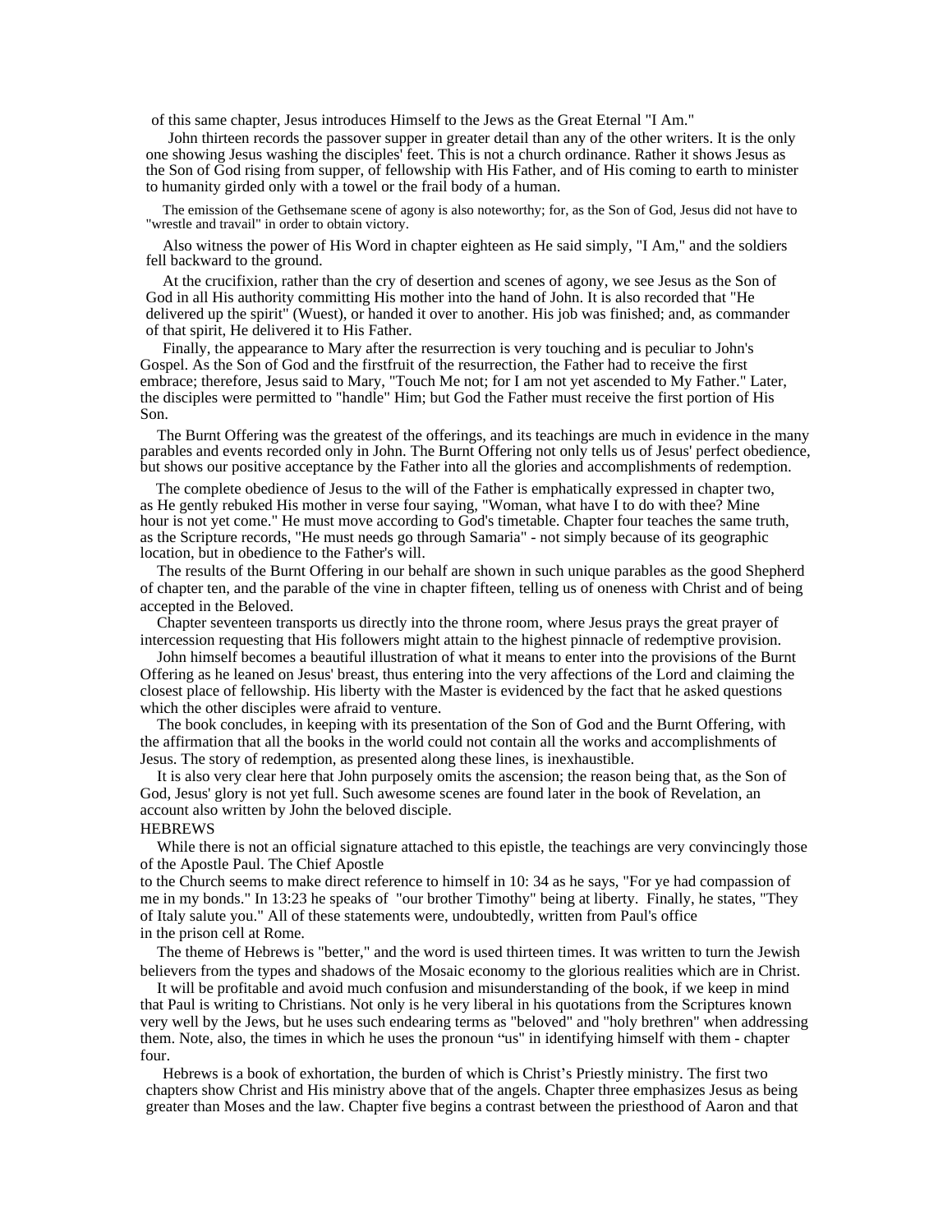of this same chapter, Jesus introduces Himself to the Jews as the Great Eternal "I Am."

John thirteen records the passover supper in greater detail than any of the other writers. It is the only one showing Jesus washing the disciples' feet. This is not a church ordinance. Rather it shows Jesus as the Son of God rising from supper, of fellowship with His Father, and of His coming to earth to minister to humanity girded only with a towel or the frail body of a human.

The emission of the Gethsemane scene of agony is also noteworthy; for, as the Son of God, Jesus did not have to "wrestle and travail" in order to obtain victory.

Also witness the power of His Word in chapter eighteen as He said simply, "I Am," and the soldiers fell backward to the ground.

At the crucifixion, rather than the cry of desertion and scenes of agony, we see Jesus as the Son of God in all His authority committing His mother into the hand of John. It is also recorded that "He delivered up the spirit" (Wuest), or handed it over to another. His job was finished; and, as commander of that spirit, He delivered it to His Father.

Finally, the appearance to Mary after the resurrection is very touching and is peculiar to John's Gospel. As the Son of God and the firstfruit of the resurrection, the Father had to receive the first embrace; therefore, Jesus said to Mary, "Touch Me not; for I am not yet ascended to My Father." Later, the disciples were permitted to "handle" Him; but God the Father must receive the first portion of His Son.

The Burnt Offering was the greatest of the offerings, and its teachings are much in evidence in the many parables and events recorded only in John. The Burnt Offering not only tells us of Jesus' perfect obedience, but shows our positive acceptance by the Father into all the glories and accomplishments of redemption.

The complete obedience of Jesus to the will of the Father is emphatically expressed in chapter two, as He gently rebuked His mother in verse four saying, "Woman, what have I to do with thee? Mine hour is not yet come." He must move according to God's timetable. Chapter four teaches the same truth, as the Scripture records, "He must needs go through Samaria" - not simply because of its geographic location, but in obedience to the Father's will.

The results of the Burnt Offering in our behalf are shown in such unique parables as the good Shepherd of chapter ten, and the parable of the vine in chapter fifteen, telling us of oneness with Christ and of being accepted in the Beloved.

Chapter seventeen transports us directly into the throne room, where Jesus prays the great prayer of intercession requesting that His followers might attain to the highest pinnacle of redemptive provision.

John himself becomes a beautiful illustration of what it means to enter into the provisions of the Burnt Offering as he leaned on Jesus' breast, thus entering into the very affections of the Lord and claiming the closest place of fellowship. His liberty with the Master is evidenced by the fact that he asked questions which the other disciples were afraid to venture.

The book concludes, in keeping with its presentation of the Son of God and the Burnt Offering, with the affirmation that all the books in the world could not contain all the works and accomplishments of Jesus. The story of redemption, as presented along these lines, is inexhaustible.

It is also very clear here that John purposely omits the ascension; the reason being that, as the Son of God, Jesus' glory is not yet full. Such awesome scenes are found later in the book of Revelation, an account also written by John the beloved disciple.

## HEBREWS

While there is not an official signature attached to this epistle, the teachings are very convincingly those of the Apostle Paul. The Chief Apostle to the Church seems to make direct reference to himself in 10: 34 as he says, "For ye had compassion of me in my bonds." In 13:23 he speaks of "our brother Timothy" being at liberty. Finally, he states, "They of Italy salute you." All of these statements were, undoubtedly, written from Paul's office in the prison cell at Rome.

The theme of Hebrews is "better," and the word is used thirteen times. It was written to turn the Jewish believers from the types and shadows of the Mosaic economy to the glorious realities which are in Christ.

It will be profitable and avoid much confusion and misunderstanding of the book, if we keep in mind that Paul is writing to Christians. Not only is he very liberal in his quotations from the Scriptures known very well by the Jews, but he uses such endearing terms as "beloved" and "holy brethren" when addressing them. Note, also, the times in which he uses the pronoun "us" in identifying himself with them - chapter four.

Hebrews is a book of exhortation, the burden of which is Christ's Priestly ministry. The first two chapters show Christ and His ministry above that of the angels. Chapter three emphasizes Jesus as being greater than Moses and the law. Chapter five begins a contrast between the priesthood of Aaron and that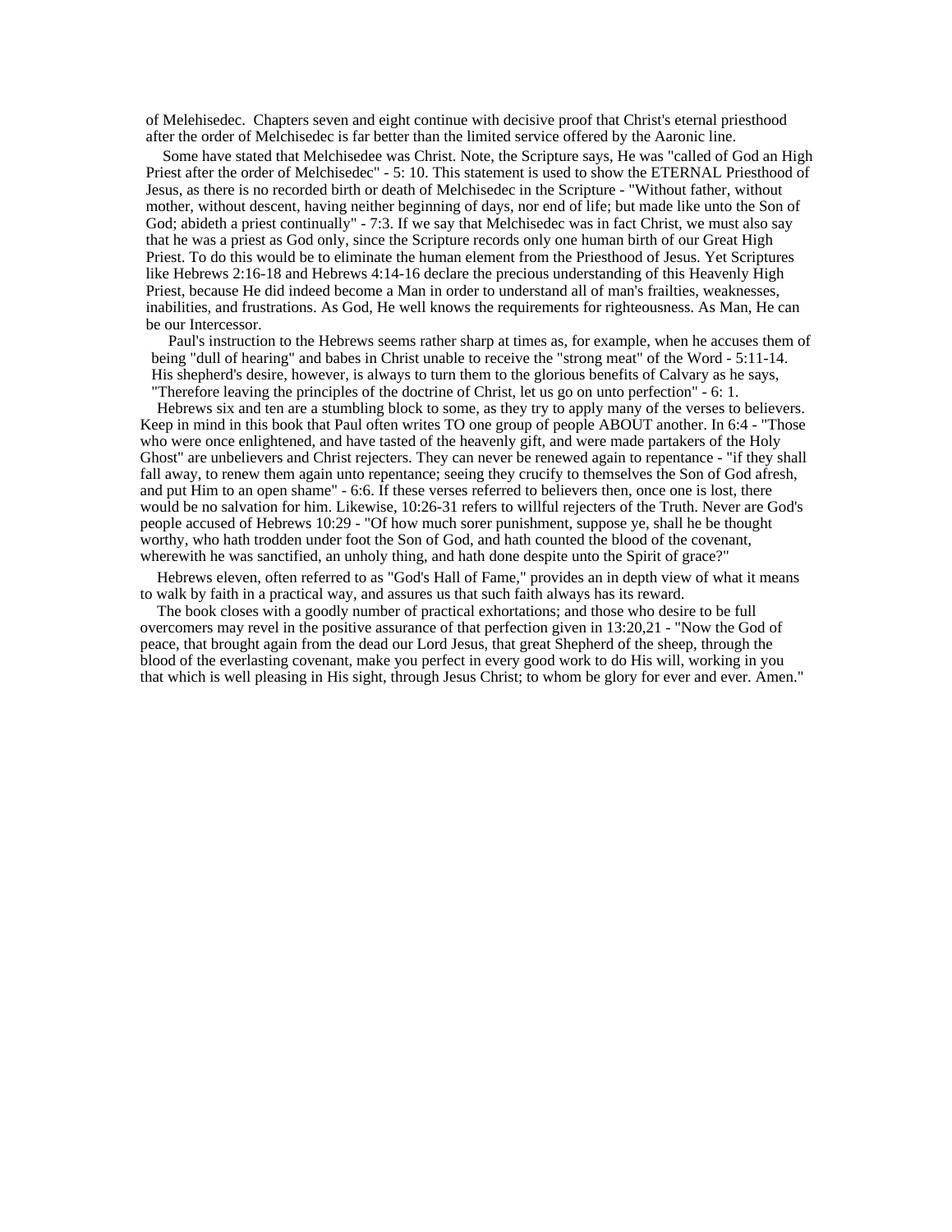of Melehisedec. Chapters seven and eight continue with decisive proof that Christ's eternal priesthood after the order of Melchisedec is far better than the limited service offered by the Aaronic line.

Some have stated that Melchisedee was Christ. Note, the Scripture says, He was "called of God an High Priest after the order of Melchisedec" - 5: 10. This statement is used to show the ETERNAL Priesthood of Jesus, as there is no recorded birth or death of Melchisedec in the Scripture - "Without father, without mother, without descent, having neither beginning of days, nor end of life; but made like unto the Son of God; abideth a priest continually" - 7:3. If we say that Melchisedec was in fact Christ, we must also say that he was a priest as God only, since the Scripture records only one human birth of our Great High Priest. To do this would be to eliminate the human element from the Priesthood of Jesus. Yet Scriptures like Hebrews 2:16-18 and Hebrews 4:14-16 declare the precious understanding of this Heavenly High Priest, because He did indeed become a Man in order to understand all of man's frailties, weaknesses, inabilities, and frustrations. As God, He well knows the requirements for righteousness. As Man, He can be our Intercessor.

Paul's instruction to the Hebrews seems rather sharp at times as, for example, when he accuses them of being "dull of hearing" and babes in Christ unable to receive the "strong meat" of the Word - 5:11-14. His shepherd's desire, however, is always to turn them to the glorious benefits of Calvary as he says, "Therefore leaving the principles of the doctrine of Christ, let us go on unto perfection" - 6: 1.

Hebrews six and ten are a stumbling block to some, as they try to apply many of the verses to believers. Keep in mind in this book that Paul often writes TO one group of people ABOUT another. In 6:4 - "Those who were once enlightened, and have tasted of the heavenly gift, and were made partakers of the Holy Ghost" are unbelievers and Christ rejecters. They can never be renewed again to repentance - "if they shall fall away, to renew them again unto repentance; seeing they crucify to themselves the Son of God afresh, and put Him to an open shame" - 6:6. If these verses referred to believers then, once one is lost, there would be no salvation for him. Likewise, 10:26-31 refers to willful rejecters of the Truth. Never are God's people accused of Hebrews 10:29 - "Of how much sorer punishment, suppose ye, shall he be thought worthy, who hath trodden under foot the Son of God, and hath counted the blood of the covenant, wherewith he was sanctified, an unholy thing, and hath done despite unto the Spirit of grace?"

Hebrews eleven, often referred to as "God's Hall of Fame," provides an in depth view of what it means to walk by faith in a practical way, and assures us that such faith always has its reward.

The book closes with a goodly number of practical exhortations; and those who desire to be full overcomers may revel in the positive assurance of that perfection given in 13:20,21 - "Now the God of peace, that brought again from the dead our Lord Jesus, that great Shepherd of the sheep, through the blood of the everlasting covenant, make you perfect in every good work to do His will, working in you that which is well pleasing in His sight, through Jesus Christ; to whom be glory for ever and ever. Amen."